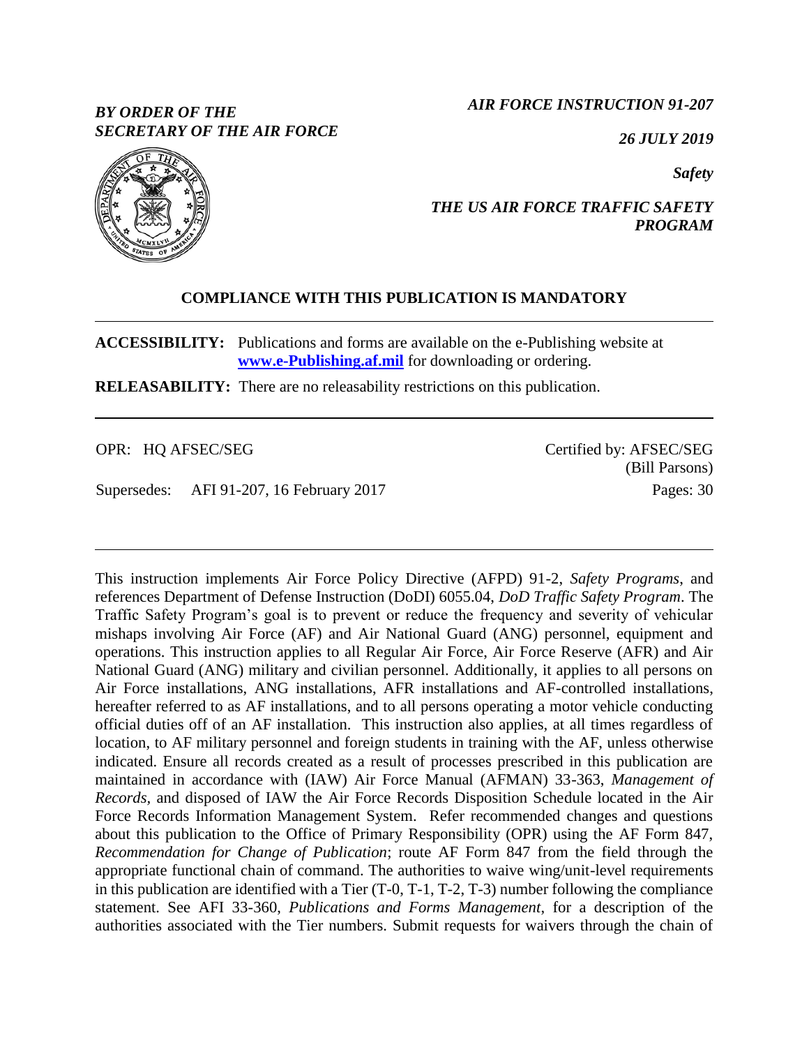*BY ORDER OF THE SECRETARY OF THE AIR FORCE*

*AIR FORCE INSTRUCTION 91-207*

*26 JULY 2019*

*Safety*

*THE US AIR FORCE TRAFFIC SAFETY PROGRAM*

**COMPLIANCE WITH THIS PUBLICATION IS MANDATORY**

---

**ACCESSIBILITY:** Publications and forms are available on the e-Publishing website at **www.e-Publishing.af.mil** for downloading or ordering.

**RELEASABILITY:** There are no releasability restrictions on this publication.

---

OPR: HQ AFSEC/SEG

Certified by: AFSEC/SEG (Bill Parsons)

Supersedes: AFI 91-207, 16 February 2017

Pages: 30

---

This instruction implements Air Force Policy Directive (AFPD) 91-2, *Safety Programs*, and references Department of Defense Instruction (DoDI) 6055.04, *DoD Traffic Safety Program*. The Traffic Safety Program's goal is to prevent or reduce the frequency and severity of vehicular mishaps involving Air Force (AF) and Air National Guard (ANG) personnel, equipment and operations. This instruction applies to all Regular Air Force, Air Force Reserve (AFR) and Air National Guard (ANG) military and civilian personnel. Additionally, it applies to all persons on Air Force installations, ANG installations, AFR installations and AF-controlled installations, hereafter referred to as AF installations, and to all persons operating a motor vehicle conducting official duties off of an AF installation. This instruction also applies, at all times regardless of location, to AF military personnel and foreign students in training with the AF, unless otherwise indicated. Ensure all records created as a result of processes prescribed in this publication are maintained in accordance with (IAW) Air Force Manual (AFMAN) 33-363, *Management of Records*, and disposed of IAW the Air Force Records Disposition Schedule located in the Air Force Records Information Management System. Refer recommended changes and questions about this publication to the Office of Primary Responsibility (OPR) using the AF Form 847, *Recommendation for Change of Publication*; route AF Form 847 from the field through the appropriate functional chain of command. The authorities to waive wing/unit-level requirements in this publication are identified with a Tier (T-0, T-1, T-2, T-3) number following the compliance statement. See AFI 33-360, *Publications and Forms Management*, for a description of the authorities associated with the Tier numbers. Submit requests for waivers through the chain of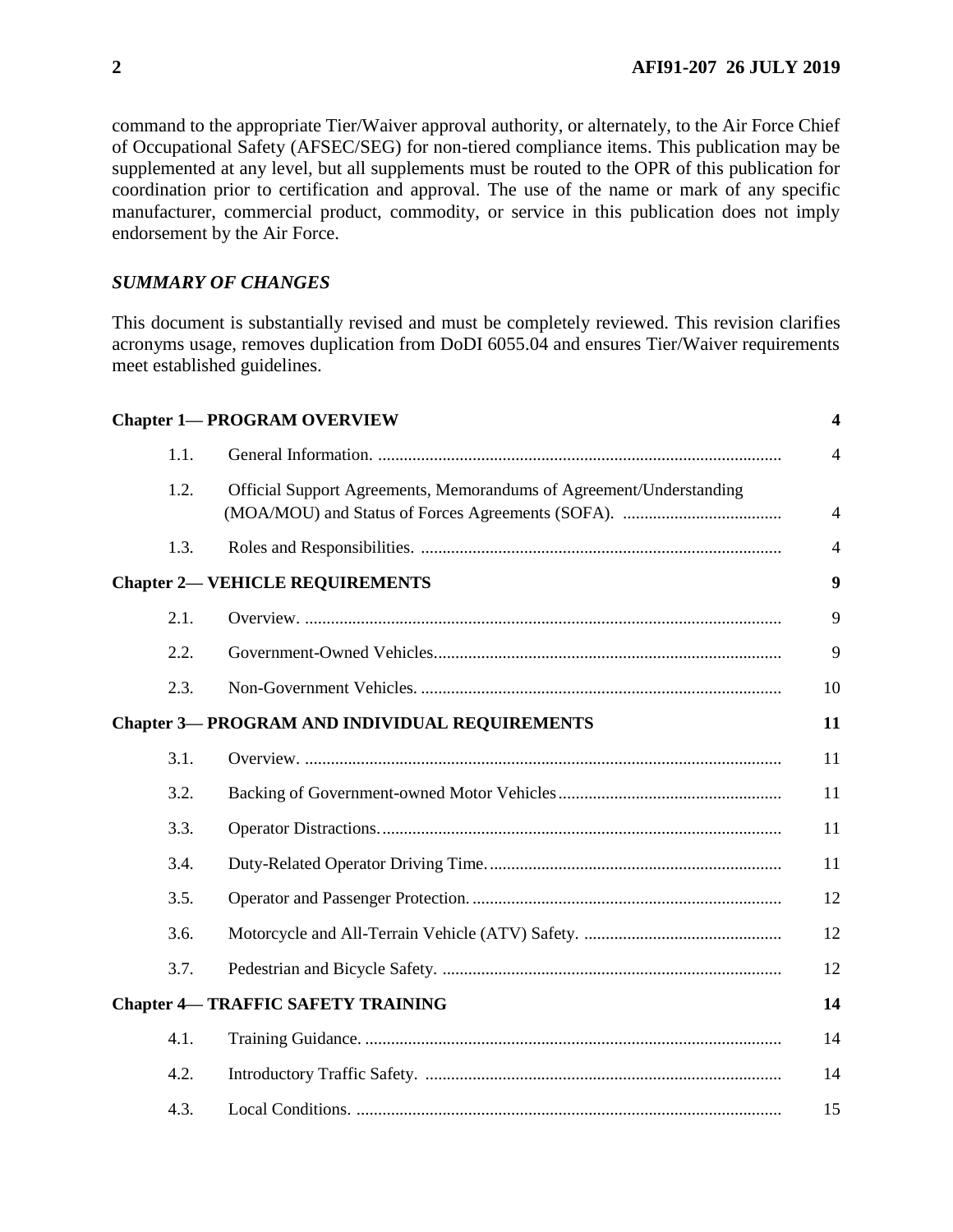command to the appropriate Tier/Waiver approval authority, or alternately, to the Air Force Chief of Occupational Safety (AFSEC/SEG) for non-tiered compliance items. This publication may be supplemented at any level, but all supplements must be routed to the OPR of this publication for coordination prior to certification and approval. The use of the name or mark of any specific manufacturer, commercial product, commodity, or service in this publication does not imply endorsement by the Air Force.

## *SUMMARY OF CHANGES*

This document is substantially revised and must be completely reviewed. This revision clarifies acronyms usage, removes duplication from DoDI 6055.04 and ensures Tier/Waiver requirements meet established guidelines.

| | | |
|---|---|---|
| **Chapter 1— PROGRAM OVERVIEW** | | **4** |
| 1.1. | General Information. | 4 |
| 1.2. | Official Support Agreements, Memorandums of Agreement/Understanding (MOA/MOU) and Status of Forces Agreements (SOFA). | 4 |
| 1.3. | Roles and Responsibilities. | 4 |
| **Chapter 2— VEHICLE REQUIREMENTS** | | **9** |
| 2.1. | Overview. | 9 |
| 2.2. | Government-Owned Vehicles. | 9 |
| 2.3. | Non-Government Vehicles. | 10 |
| **Chapter 3— PROGRAM AND INDIVIDUAL REQUIREMENTS** | | **11** |
| 3.1. | Overview. | 11 |
| 3.2. | Backing of Government-owned Motor Vehicles | 11 |
| 3.3. | Operator Distractions. | 11 |
| 3.4. | Duty-Related Operator Driving Time. | 11 |
| 3.5. | Operator and Passenger Protection. | 12 |
| 3.6. | Motorcycle and All-Terrain Vehicle (ATV) Safety. | 12 |
| 3.7. | Pedestrian and Bicycle Safety. | 12 |
| **Chapter 4— TRAFFIC SAFETY TRAINING** | | **14** |
| 4.1. | Training Guidance. | 14 |
| 4.2. | Introductory Traffic Safety. | 14 |
| 4.3. | Local Conditions. | 15 |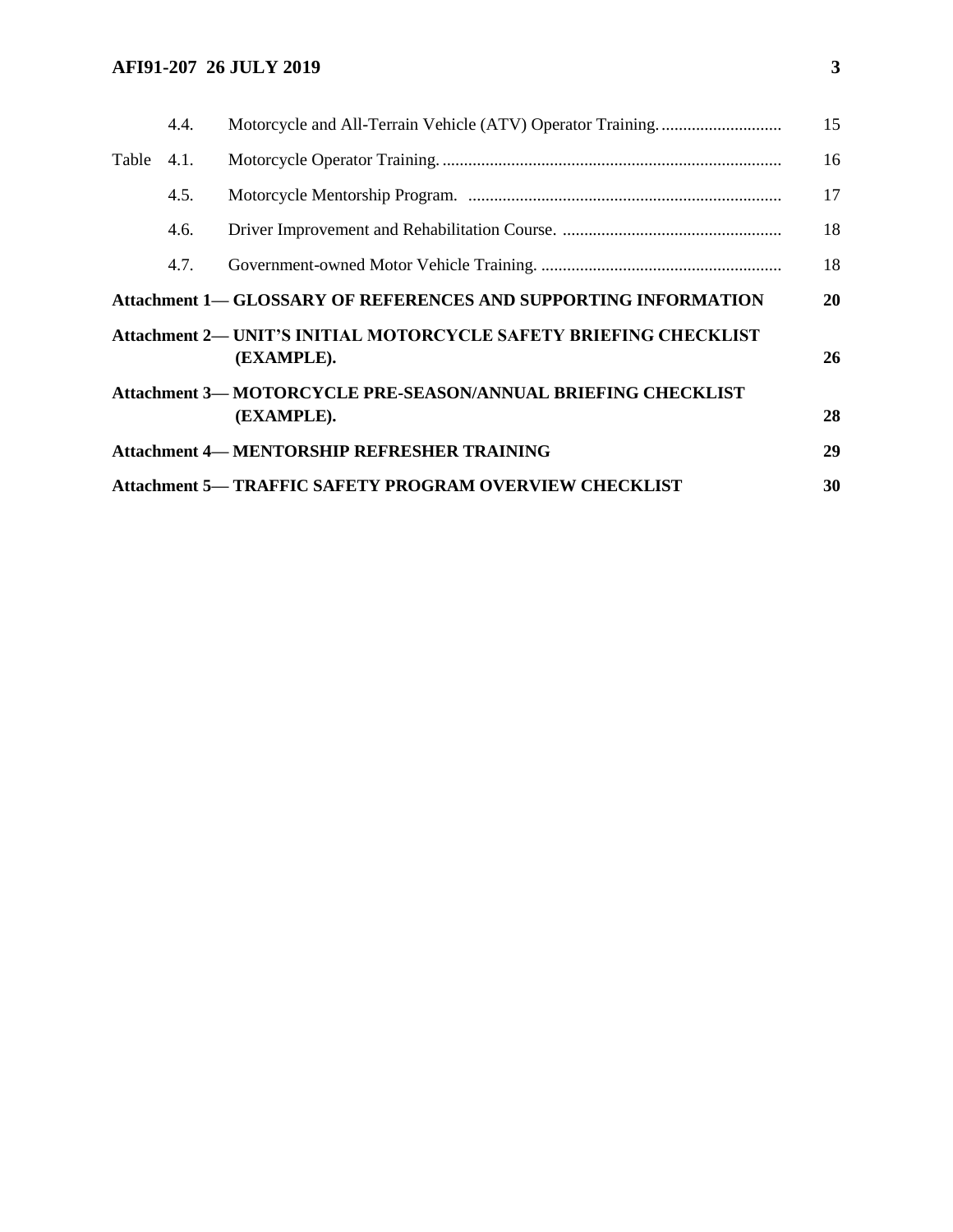| | | | |
|---|---|---|---|
| | 4.4. | Motorcycle and All-Terrain Vehicle (ATV) Operator Training. | 15 |
| Table | 4.1. | Motorcycle Operator Training. | 16 |
| | 4.5. | Motorcycle Mentorship Program. | 17 |
| | 4.6. | Driver Improvement and Rehabilitation Course. | 18 |
| | 4.7. | Government-owned Motor Vehicle Training. | 18 |

| | |
|---|---|
| **Attachment 1— GLOSSARY OF REFERENCES AND SUPPORTING INFORMATION** | **20** |
| **Attachment 2— UNIT'S INITIAL MOTORCYCLE SAFETY BRIEFING CHECKLIST (EXAMPLE).** | **26** |
| **Attachment 3— MOTORCYCLE PRE-SEASON/ANNUAL BRIEFING CHECKLIST (EXAMPLE).** | **28** |
| **Attachment 4— MENTORSHIP REFRESHER TRAINING** | **29** |
| **Attachment 5— TRAFFIC SAFETY PROGRAM OVERVIEW CHECKLIST** | **30** |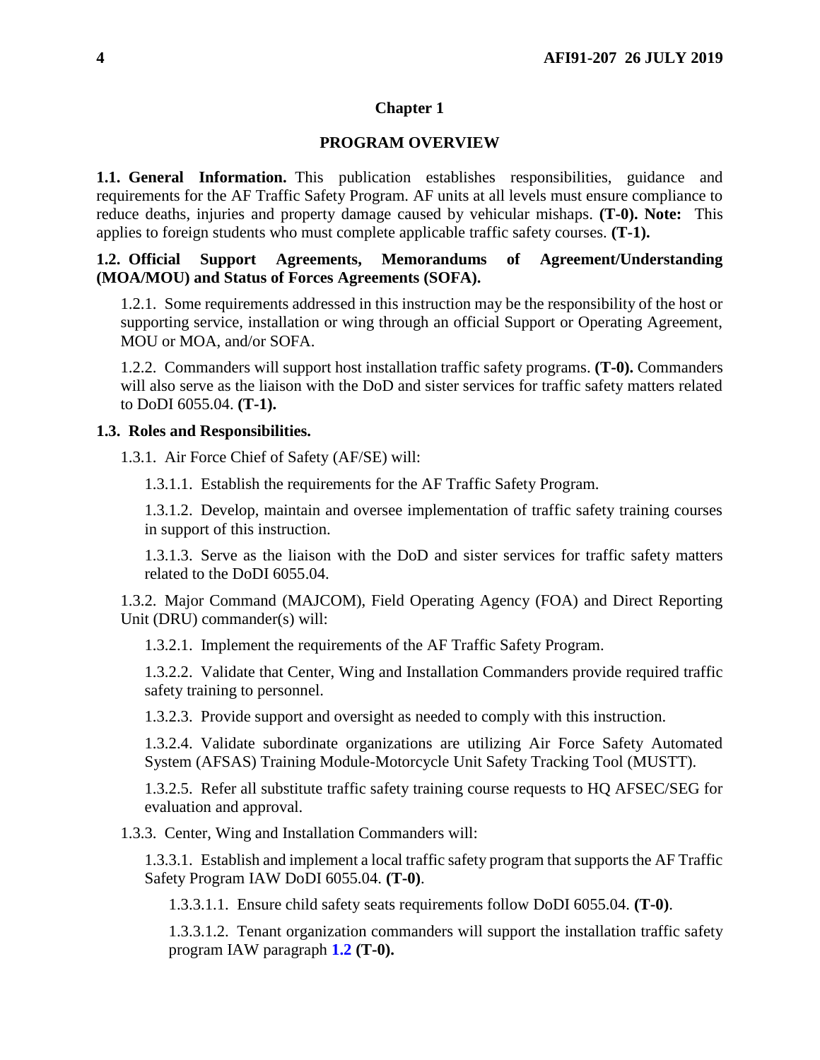# Chapter 1

## PROGRAM OVERVIEW

**1.1. General Information.** This publication establishes responsibilities, guidance and requirements for the AF Traffic Safety Program. AF units at all levels must ensure compliance to reduce deaths, injuries and property damage caused by vehicular mishaps. **(T-0). Note:** This applies to foreign students who must complete applicable traffic safety courses. **(T-1).**

**1.2. Official Support Agreements, Memorandums of Agreement/Understanding (MOA/MOU) and Status of Forces Agreements (SOFA).**

1.2.1. Some requirements addressed in this instruction may be the responsibility of the host or supporting service, installation or wing through an official Support or Operating Agreement, MOU or MOA, and/or SOFA.

1.2.2. Commanders will support host installation traffic safety programs. **(T-0).** Commanders will also serve as the liaison with the DoD and sister services for traffic safety matters related to DoDI 6055.04. **(T-1).**

**1.3. Roles and Responsibilities.**

1.3.1. Air Force Chief of Safety (AF/SE) will:

1.3.1.1. Establish the requirements for the AF Traffic Safety Program.

1.3.1.2. Develop, maintain and oversee implementation of traffic safety training courses in support of this instruction.

1.3.1.3. Serve as the liaison with the DoD and sister services for traffic safety matters related to the DoDI 6055.04.

1.3.2. Major Command (MAJCOM), Field Operating Agency (FOA) and Direct Reporting Unit (DRU) commander(s) will:

1.3.2.1. Implement the requirements of the AF Traffic Safety Program.

1.3.2.2. Validate that Center, Wing and Installation Commanders provide required traffic safety training to personnel.

1.3.2.3. Provide support and oversight as needed to comply with this instruction.

1.3.2.4. Validate subordinate organizations are utilizing Air Force Safety Automated System (AFSAS) Training Module-Motorcycle Unit Safety Tracking Tool (MUSTT).

1.3.2.5. Refer all substitute traffic safety training course requests to HQ AFSEC/SEG for evaluation and approval.

1.3.3. Center, Wing and Installation Commanders will:

1.3.3.1. Establish and implement a local traffic safety program that supports the AF Traffic Safety Program IAW DoDI 6055.04. **(T-0)**.

1.3.3.1.1. Ensure child safety seats requirements follow DoDI 6055.04. **(T-0)**.

1.3.3.1.2. Tenant organization commanders will support the installation traffic safety program IAW paragraph 1.2 **(T-0).**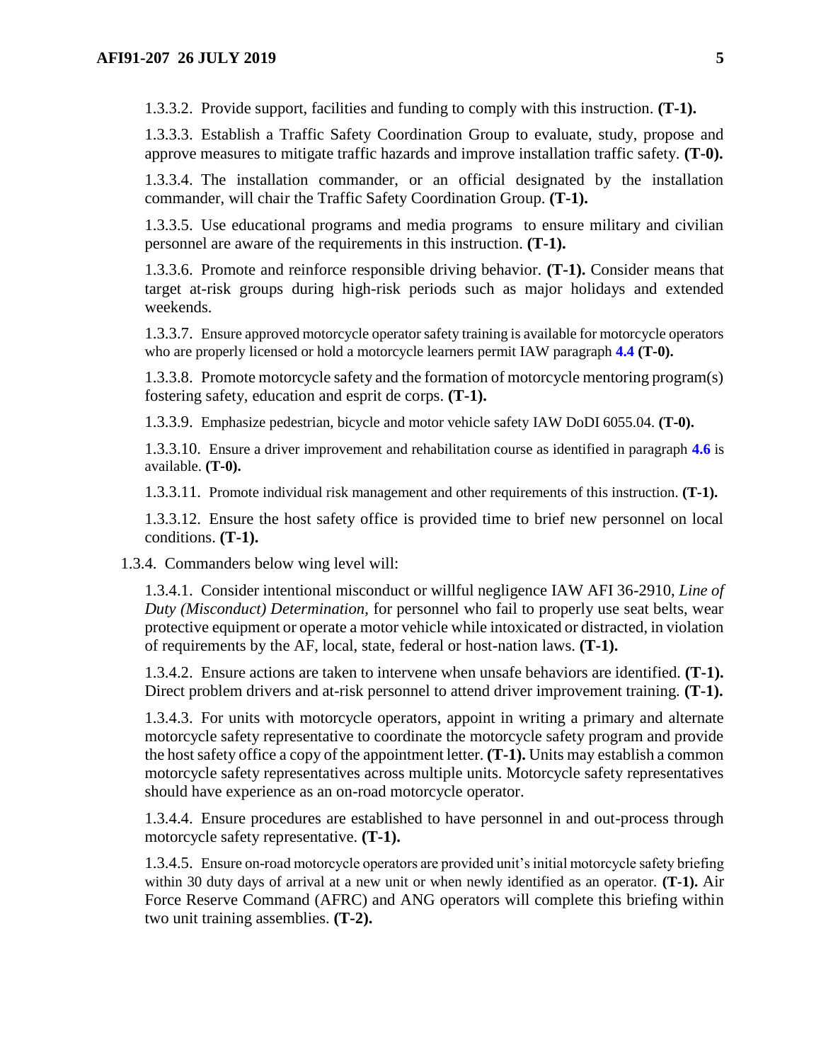1.3.3.2. Provide support, facilities and funding to comply with this instruction. **(T-1).**

1.3.3.3. Establish a Traffic Safety Coordination Group to evaluate, study, propose and approve measures to mitigate traffic hazards and improve installation traffic safety. **(T-0).**

1.3.3.4. The installation commander, or an official designated by the installation commander, will chair the Traffic Safety Coordination Group. **(T-1).**

1.3.3.5. Use educational programs and media programs to ensure military and civilian personnel are aware of the requirements in this instruction. **(T-1).**

1.3.3.6. Promote and reinforce responsible driving behavior. **(T-1).** Consider means that target at-risk groups during high-risk periods such as major holidays and extended weekends.

1.3.3.7. Ensure approved motorcycle operator safety training is available for motorcycle operators who are properly licensed or hold a motorcycle learners permit IAW paragraph **4.4** **(T-0).**

1.3.3.8. Promote motorcycle safety and the formation of motorcycle mentoring program(s) fostering safety, education and esprit de corps. **(T-1).**

1.3.3.9. Emphasize pedestrian, bicycle and motor vehicle safety IAW DoDI 6055.04. **(T-0).**

1.3.3.10. Ensure a driver improvement and rehabilitation course as identified in paragraph **4.6** is available. **(T-0).**

1.3.3.11. Promote individual risk management and other requirements of this instruction. **(T-1).**

1.3.3.12. Ensure the host safety office is provided time to brief new personnel on local conditions. **(T-1).**

1.3.4. Commanders below wing level will:

1.3.4.1. Consider intentional misconduct or willful negligence IAW AFI 36-2910, *Line of Duty (Misconduct) Determination*, for personnel who fail to properly use seat belts, wear protective equipment or operate a motor vehicle while intoxicated or distracted, in violation of requirements by the AF, local, state, federal or host-nation laws. **(T-1).**

1.3.4.2. Ensure actions are taken to intervene when unsafe behaviors are identified. **(T-1).** Direct problem drivers and at-risk personnel to attend driver improvement training. **(T-1).**

1.3.4.3. For units with motorcycle operators, appoint in writing a primary and alternate motorcycle safety representative to coordinate the motorcycle safety program and provide the host safety office a copy of the appointment letter. **(T-1).** Units may establish a common motorcycle safety representatives across multiple units. Motorcycle safety representatives should have experience as an on-road motorcycle operator.

1.3.4.4. Ensure procedures are established to have personnel in and out-process through motorcycle safety representative. **(T-1).**

1.3.4.5. Ensure on-road motorcycle operators are provided unit's initial motorcycle safety briefing within 30 duty days of arrival at a new unit or when newly identified as an operator. **(T-1).** Air Force Reserve Command (AFRC) and ANG operators will complete this briefing within two unit training assemblies. **(T-2).**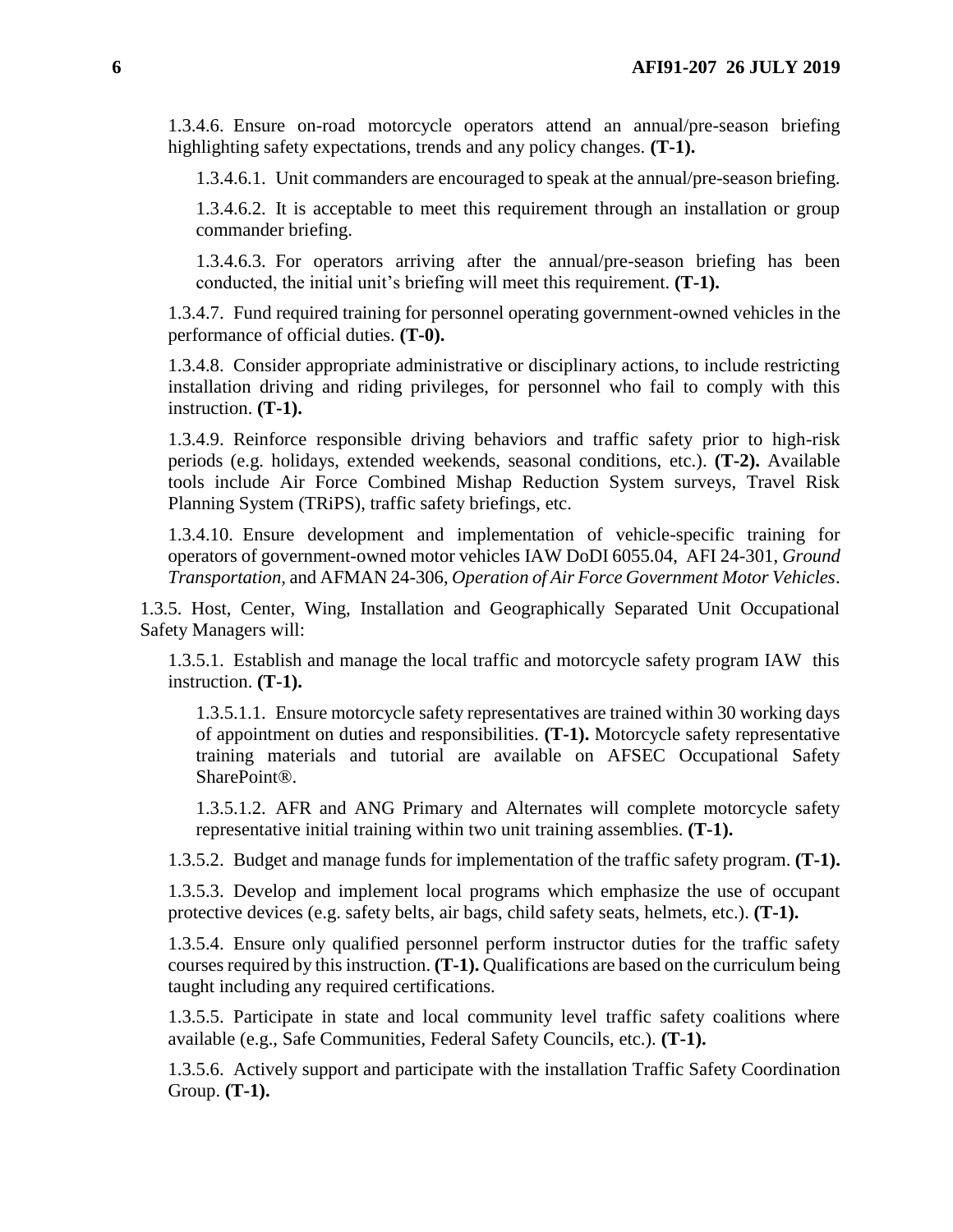1.3.4.6. Ensure on-road motorcycle operators attend an annual/pre-season briefing highlighting safety expectations, trends and any policy changes. **(T-1).**

1.3.4.6.1. Unit commanders are encouraged to speak at the annual/pre-season briefing.

1.3.4.6.2. It is acceptable to meet this requirement through an installation or group commander briefing.

1.3.4.6.3. For operators arriving after the annual/pre-season briefing has been conducted, the initial unit's briefing will meet this requirement. **(T-1).**

1.3.4.7. Fund required training for personnel operating government-owned vehicles in the performance of official duties. **(T-0).**

1.3.4.8. Consider appropriate administrative or disciplinary actions, to include restricting installation driving and riding privileges, for personnel who fail to comply with this instruction. **(T-1).**

1.3.4.9. Reinforce responsible driving behaviors and traffic safety prior to high-risk periods (e.g. holidays, extended weekends, seasonal conditions, etc.). **(T-2).** Available tools include Air Force Combined Mishap Reduction System surveys, Travel Risk Planning System (TRiPS), traffic safety briefings, etc.

1.3.4.10. Ensure development and implementation of vehicle-specific training for operators of government-owned motor vehicles IAW DoDI 6055.04, AFI 24-301, *Ground Transportation,* and AFMAN 24-306, *Operation of Air Force Government Motor Vehicles*.

1.3.5. Host, Center, Wing, Installation and Geographically Separated Unit Occupational Safety Managers will:

1.3.5.1. Establish and manage the local traffic and motorcycle safety program IAW this instruction. **(T-1).**

1.3.5.1.1. Ensure motorcycle safety representatives are trained within 30 working days of appointment on duties and responsibilities. **(T-1).** Motorcycle safety representative training materials and tutorial are available on AFSEC Occupational Safety SharePoint®.

1.3.5.1.2. AFR and ANG Primary and Alternates will complete motorcycle safety representative initial training within two unit training assemblies. **(T-1).**

1.3.5.2. Budget and manage funds for implementation of the traffic safety program. **(T-1).**

1.3.5.3. Develop and implement local programs which emphasize the use of occupant protective devices (e.g. safety belts, air bags, child safety seats, helmets, etc.). **(T-1).**

1.3.5.4. Ensure only qualified personnel perform instructor duties for the traffic safety courses required by this instruction. **(T-1).** Qualifications are based on the curriculum being taught including any required certifications.

1.3.5.5. Participate in state and local community level traffic safety coalitions where available (e.g., Safe Communities, Federal Safety Councils, etc.). **(T-1).**

1.3.5.6. Actively support and participate with the installation Traffic Safety Coordination Group. **(T-1).**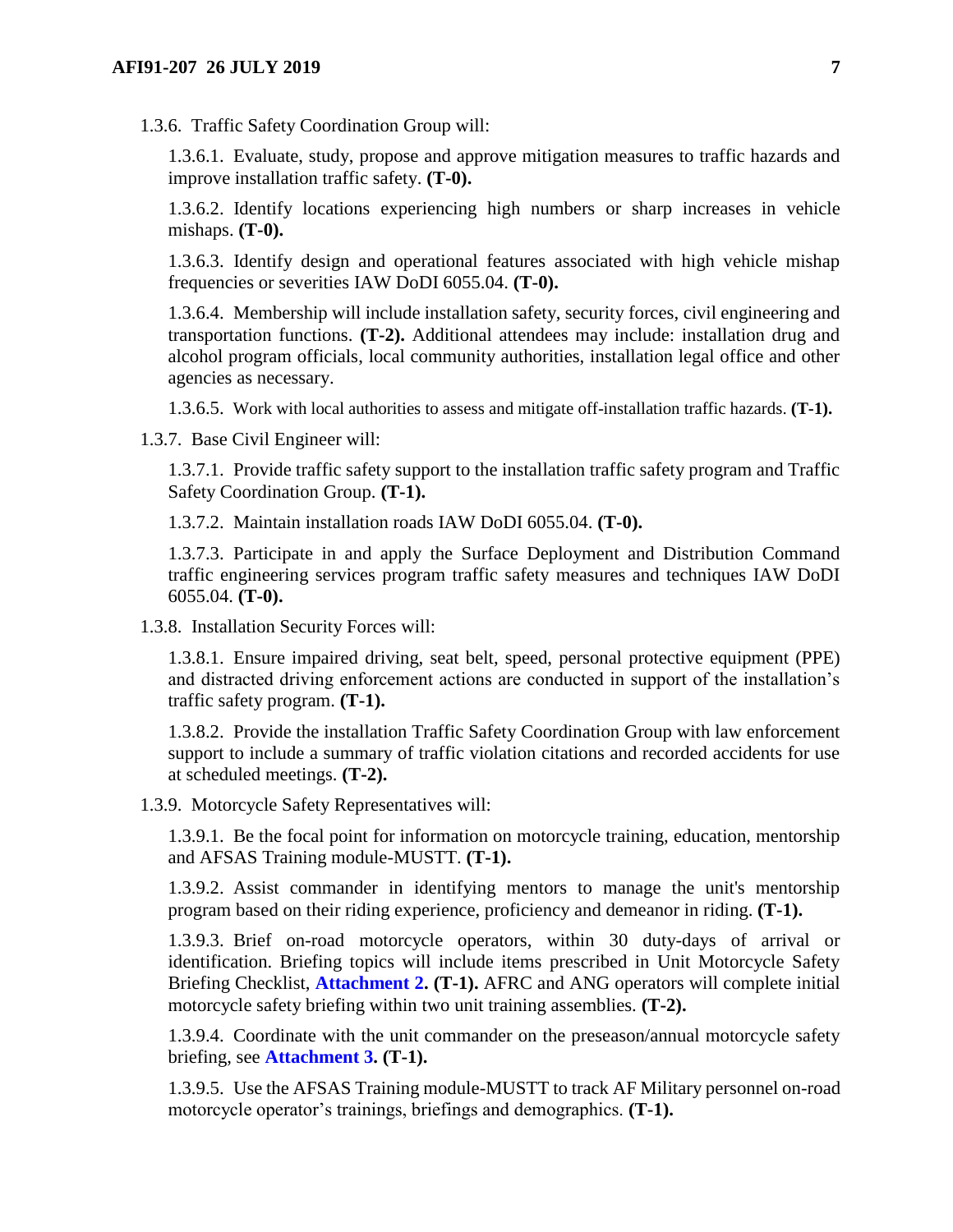1.3.6. Traffic Safety Coordination Group will:

1.3.6.1. Evaluate, study, propose and approve mitigation measures to traffic hazards and improve installation traffic safety. **(T-0).**

1.3.6.2. Identify locations experiencing high numbers or sharp increases in vehicle mishaps. **(T-0).**

1.3.6.3. Identify design and operational features associated with high vehicle mishap frequencies or severities IAW DoDI 6055.04. **(T-0).**

1.3.6.4. Membership will include installation safety, security forces, civil engineering and transportation functions. **(T-2).** Additional attendees may include: installation drug and alcohol program officials, local community authorities, installation legal office and other agencies as necessary.

1.3.6.5. Work with local authorities to assess and mitigate off-installation traffic hazards. **(T-1).**

1.3.7. Base Civil Engineer will:

1.3.7.1. Provide traffic safety support to the installation traffic safety program and Traffic Safety Coordination Group. **(T-1).**

1.3.7.2. Maintain installation roads IAW DoDI 6055.04. **(T-0).**

1.3.7.3. Participate in and apply the Surface Deployment and Distribution Command traffic engineering services program traffic safety measures and techniques IAW DoDI 6055.04. **(T-0).**

1.3.8. Installation Security Forces will:

1.3.8.1. Ensure impaired driving, seat belt, speed, personal protective equipment (PPE) and distracted driving enforcement actions are conducted in support of the installation's traffic safety program. **(T-1).**

1.3.8.2. Provide the installation Traffic Safety Coordination Group with law enforcement support to include a summary of traffic violation citations and recorded accidents for use at scheduled meetings. **(T-2).**

1.3.9. Motorcycle Safety Representatives will:

1.3.9.1. Be the focal point for information on motorcycle training, education, mentorship and AFSAS Training module-MUSTT. **(T-1).**

1.3.9.2. Assist commander in identifying mentors to manage the unit's mentorship program based on their riding experience, proficiency and demeanor in riding. **(T-1).**

1.3.9.3. Brief on-road motorcycle operators, within 30 duty-days of arrival or identification. Briefing topics will include items prescribed in Unit Motorcycle Safety Briefing Checklist, **Attachment 2. (T-1).** AFRC and ANG operators will complete initial motorcycle safety briefing within two unit training assemblies. **(T-2).**

1.3.9.4. Coordinate with the unit commander on the preseason/annual motorcycle safety briefing, see **Attachment 3. (T-1).**

1.3.9.5. Use the AFSAS Training module-MUSTT to track AF Military personnel on-road motorcycle operator's trainings, briefings and demographics. **(T-1).**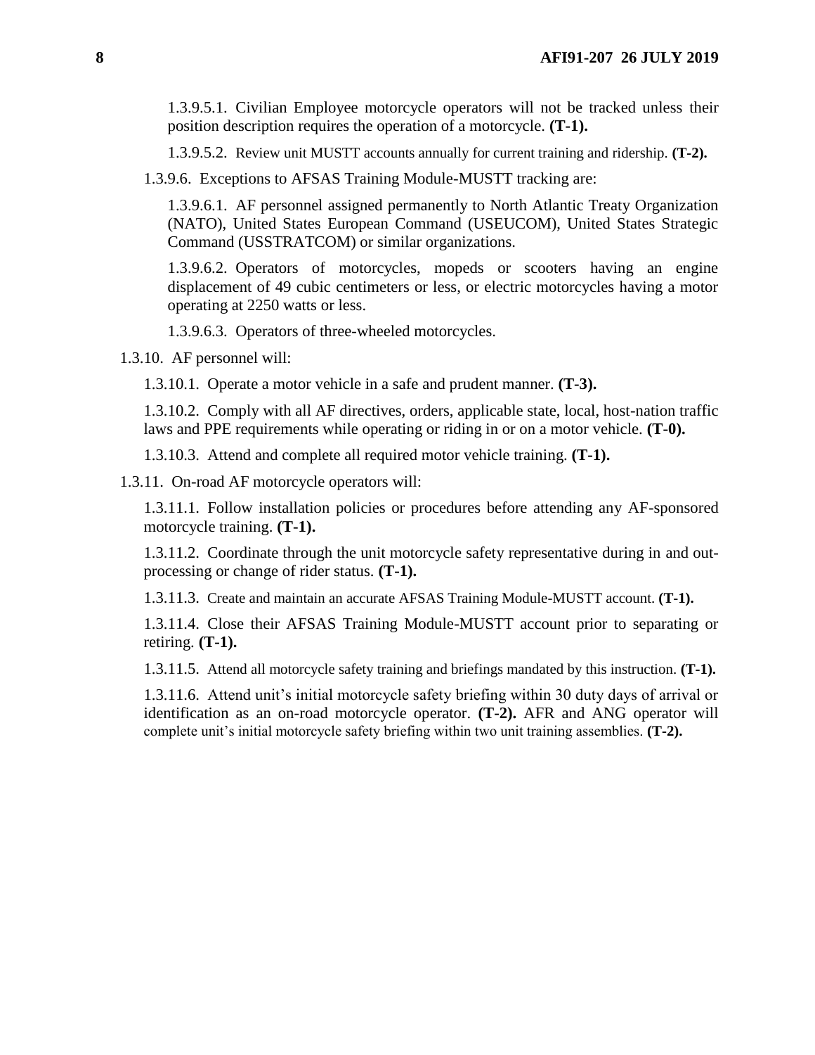1.3.9.5.1. Civilian Employee motorcycle operators will not be tracked unless their position description requires the operation of a motorcycle. **(T-1).**

1.3.9.5.2. Review unit MUSTT accounts annually for current training and ridership. **(T-2).**

1.3.9.6. Exceptions to AFSAS Training Module-MUSTT tracking are:

1.3.9.6.1. AF personnel assigned permanently to North Atlantic Treaty Organization (NATO), United States European Command (USEUCOM), United States Strategic Command (USSTRATCOM) or similar organizations.

1.3.9.6.2. Operators of motorcycles, mopeds or scooters having an engine displacement of 49 cubic centimeters or less, or electric motorcycles having a motor operating at 2250 watts or less.

1.3.9.6.3. Operators of three-wheeled motorcycles.

1.3.10. AF personnel will:

1.3.10.1. Operate a motor vehicle in a safe and prudent manner. **(T-3).**

1.3.10.2. Comply with all AF directives, orders, applicable state, local, host-nation traffic laws and PPE requirements while operating or riding in or on a motor vehicle. **(T-0).**

1.3.10.3. Attend and complete all required motor vehicle training. **(T-1).**

1.3.11. On-road AF motorcycle operators will:

1.3.11.1. Follow installation policies or procedures before attending any AF-sponsored motorcycle training. **(T-1).**

1.3.11.2. Coordinate through the unit motorcycle safety representative during in and out-processing or change of rider status. **(T-1).**

1.3.11.3. Create and maintain an accurate AFSAS Training Module-MUSTT account. **(T-1).**

1.3.11.4. Close their AFSAS Training Module-MUSTT account prior to separating or retiring. **(T-1).**

1.3.11.5. Attend all motorcycle safety training and briefings mandated by this instruction. **(T-1).**

1.3.11.6. Attend unit's initial motorcycle safety briefing within 30 duty days of arrival or identification as an on-road motorcycle operator. **(T-2).** AFR and ANG operator will complete unit's initial motorcycle safety briefing within two unit training assemblies. **(T-2).**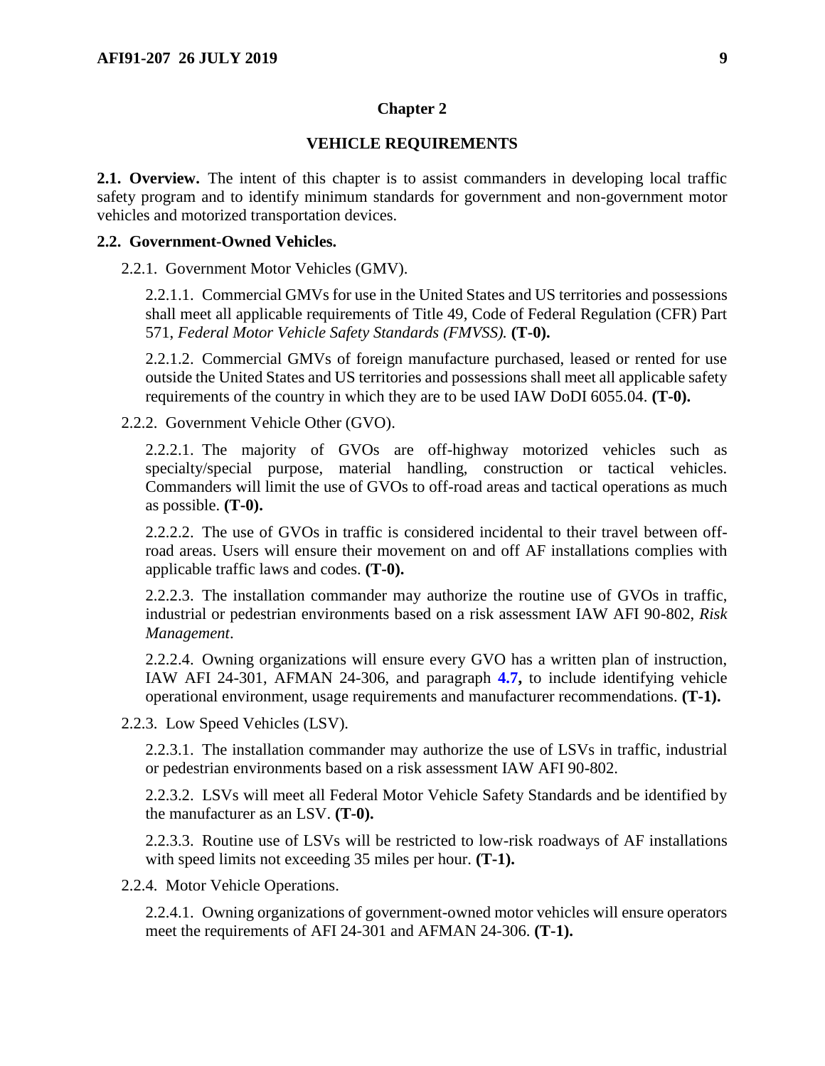## Chapter 2

## VEHICLE REQUIREMENTS

**2.1. Overview.** The intent of this chapter is to assist commanders in developing local traffic safety program and to identify minimum standards for government and non-government motor vehicles and motorized transportation devices.

**2.2. Government-Owned Vehicles.**

2.2.1. Government Motor Vehicles (GMV).

2.2.1.1. Commercial GMVs for use in the United States and US territories and possessions shall meet all applicable requirements of Title 49, Code of Federal Regulation (CFR) Part 571, *Federal Motor Vehicle Safety Standards (FMVSS).* **(T-0).**

2.2.1.2. Commercial GMVs of foreign manufacture purchased, leased or rented for use outside the United States and US territories and possessions shall meet all applicable safety requirements of the country in which they are to be used IAW DoDI 6055.04. **(T-0).**

2.2.2. Government Vehicle Other (GVO).

2.2.2.1. The majority of GVOs are off-highway motorized vehicles such as specialty/special purpose, material handling, construction or tactical vehicles. Commanders will limit the use of GVOs to off-road areas and tactical operations as much as possible. **(T-0).**

2.2.2.2. The use of GVOs in traffic is considered incidental to their travel between off-road areas. Users will ensure their movement on and off AF installations complies with applicable traffic laws and codes. **(T-0).**

2.2.2.3. The installation commander may authorize the routine use of GVOs in traffic, industrial or pedestrian environments based on a risk assessment IAW AFI 90-802, *Risk Management*.

2.2.2.4. Owning organizations will ensure every GVO has a written plan of instruction, IAW AFI 24-301, AFMAN 24-306, and paragraph **4.7,** to include identifying vehicle operational environment, usage requirements and manufacturer recommendations. **(T-1).**

2.2.3. Low Speed Vehicles (LSV).

2.2.3.1. The installation commander may authorize the use of LSVs in traffic, industrial or pedestrian environments based on a risk assessment IAW AFI 90-802.

2.2.3.2. LSVs will meet all Federal Motor Vehicle Safety Standards and be identified by the manufacturer as an LSV. **(T-0).**

2.2.3.3. Routine use of LSVs will be restricted to low-risk roadways of AF installations with speed limits not exceeding 35 miles per hour. **(T-1).**

2.2.4. Motor Vehicle Operations.

2.2.4.1. Owning organizations of government-owned motor vehicles will ensure operators meet the requirements of AFI 24-301 and AFMAN 24-306. **(T-1).**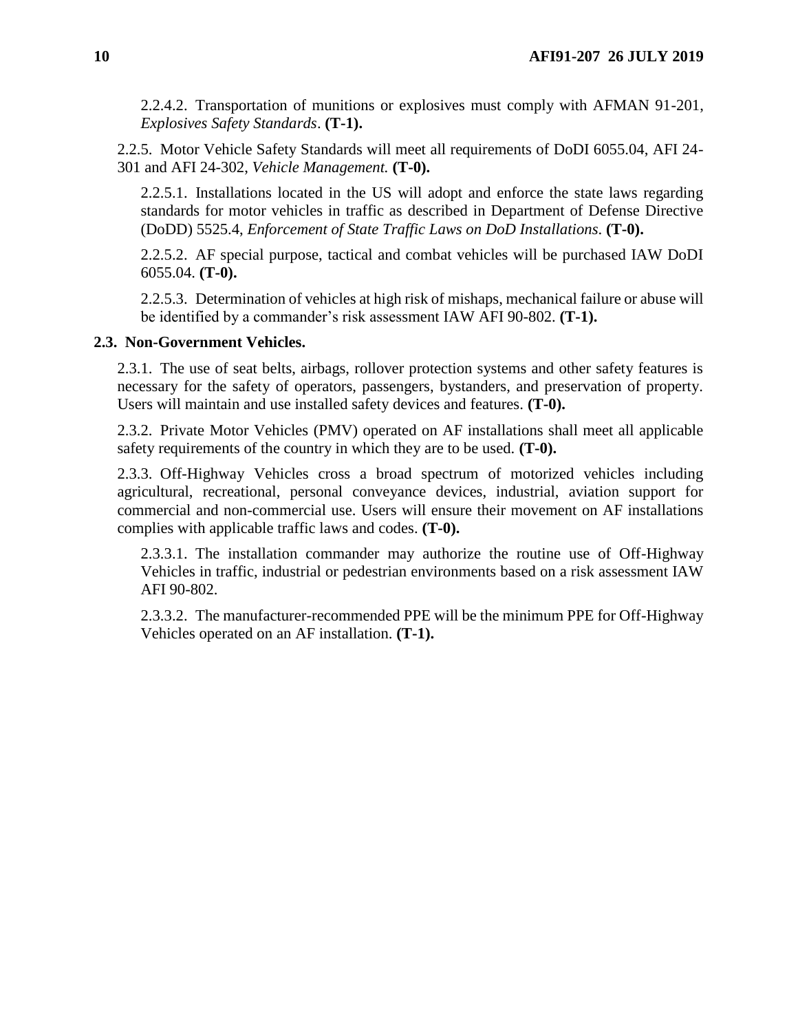2.2.4.2. Transportation of munitions or explosives must comply with AFMAN 91-201, *Explosives Safety Standards*. **(T-1).**

2.2.5. Motor Vehicle Safety Standards will meet all requirements of DoDI 6055.04, AFI 24-301 and AFI 24-302, *Vehicle Management.* **(T-0).**

2.2.5.1. Installations located in the US will adopt and enforce the state laws regarding standards for motor vehicles in traffic as described in Department of Defense Directive (DoDD) 5525.4, *Enforcement of State Traffic Laws on DoD Installations*. **(T-0).**

2.2.5.2. AF special purpose, tactical and combat vehicles will be purchased IAW DoDI 6055.04. **(T-0).**

2.2.5.3. Determination of vehicles at high risk of mishaps, mechanical failure or abuse will be identified by a commander's risk assessment IAW AFI 90-802. **(T-1).**

**2.3. Non-Government Vehicles.**

2.3.1. The use of seat belts, airbags, rollover protection systems and other safety features is necessary for the safety of operators, passengers, bystanders, and preservation of property. Users will maintain and use installed safety devices and features. **(T-0).**

2.3.2. Private Motor Vehicles (PMV) operated on AF installations shall meet all applicable safety requirements of the country in which they are to be used. **(T-0).**

2.3.3. Off-Highway Vehicles cross a broad spectrum of motorized vehicles including agricultural, recreational, personal conveyance devices, industrial, aviation support for commercial and non-commercial use. Users will ensure their movement on AF installations complies with applicable traffic laws and codes. **(T-0).**

2.3.3.1. The installation commander may authorize the routine use of Off-Highway Vehicles in traffic, industrial or pedestrian environments based on a risk assessment IAW AFI 90-802.

2.3.3.2. The manufacturer-recommended PPE will be the minimum PPE for Off-Highway Vehicles operated on an AF installation. **(T-1).**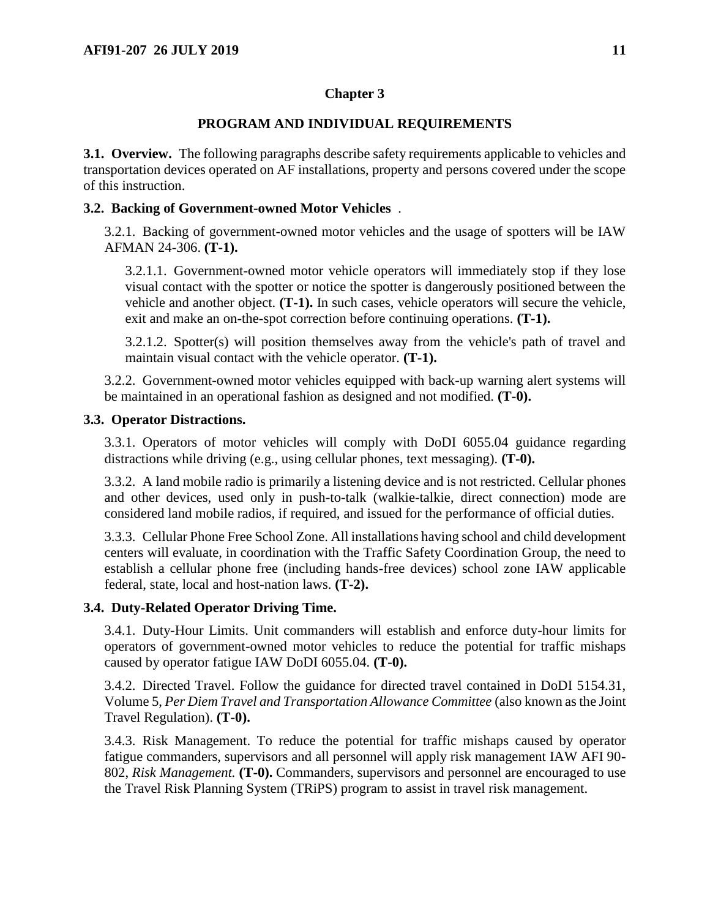# Chapter 3

## PROGRAM AND INDIVIDUAL REQUIREMENTS

**3.1. Overview.** The following paragraphs describe safety requirements applicable to vehicles and transportation devices operated on AF installations, property and persons covered under the scope of this instruction.

**3.2. Backing of Government-owned Motor Vehicles** .

3.2.1. Backing of government-owned motor vehicles and the usage of spotters will be IAW AFMAN 24-306. **(T-1).**

3.2.1.1. Government-owned motor vehicle operators will immediately stop if they lose visual contact with the spotter or notice the spotter is dangerously positioned between the vehicle and another object. **(T-1).** In such cases, vehicle operators will secure the vehicle, exit and make an on-the-spot correction before continuing operations. **(T-1).**

3.2.1.2. Spotter(s) will position themselves away from the vehicle's path of travel and maintain visual contact with the vehicle operator. **(T-1).**

3.2.2. Government-owned motor vehicles equipped with back-up warning alert systems will be maintained in an operational fashion as designed and not modified. **(T-0).**

**3.3. Operator Distractions.**

3.3.1. Operators of motor vehicles will comply with DoDI 6055.04 guidance regarding distractions while driving (e.g., using cellular phones, text messaging). **(T-0).**

3.3.2. A land mobile radio is primarily a listening device and is not restricted. Cellular phones and other devices, used only in push-to-talk (walkie-talkie, direct connection) mode are considered land mobile radios, if required, and issued for the performance of official duties.

3.3.3. Cellular Phone Free School Zone. All installations having school and child development centers will evaluate, in coordination with the Traffic Safety Coordination Group, the need to establish a cellular phone free (including hands-free devices) school zone IAW applicable federal, state, local and host-nation laws. **(T-2).**

**3.4. Duty-Related Operator Driving Time.**

3.4.1. Duty-Hour Limits. Unit commanders will establish and enforce duty-hour limits for operators of government-owned motor vehicles to reduce the potential for traffic mishaps caused by operator fatigue IAW DoDI 6055.04. **(T-0).**

3.4.2. Directed Travel. Follow the guidance for directed travel contained in DoDI 5154.31, Volume 5, *Per Diem Travel and Transportation Allowance Committee* (also known as the Joint Travel Regulation). **(T-0).**

3.4.3. Risk Management. To reduce the potential for traffic mishaps caused by operator fatigue commanders, supervisors and all personnel will apply risk management IAW AFI 90-802, *Risk Management.* **(T-0).** Commanders, supervisors and personnel are encouraged to use the Travel Risk Planning System (TRiPS) program to assist in travel risk management.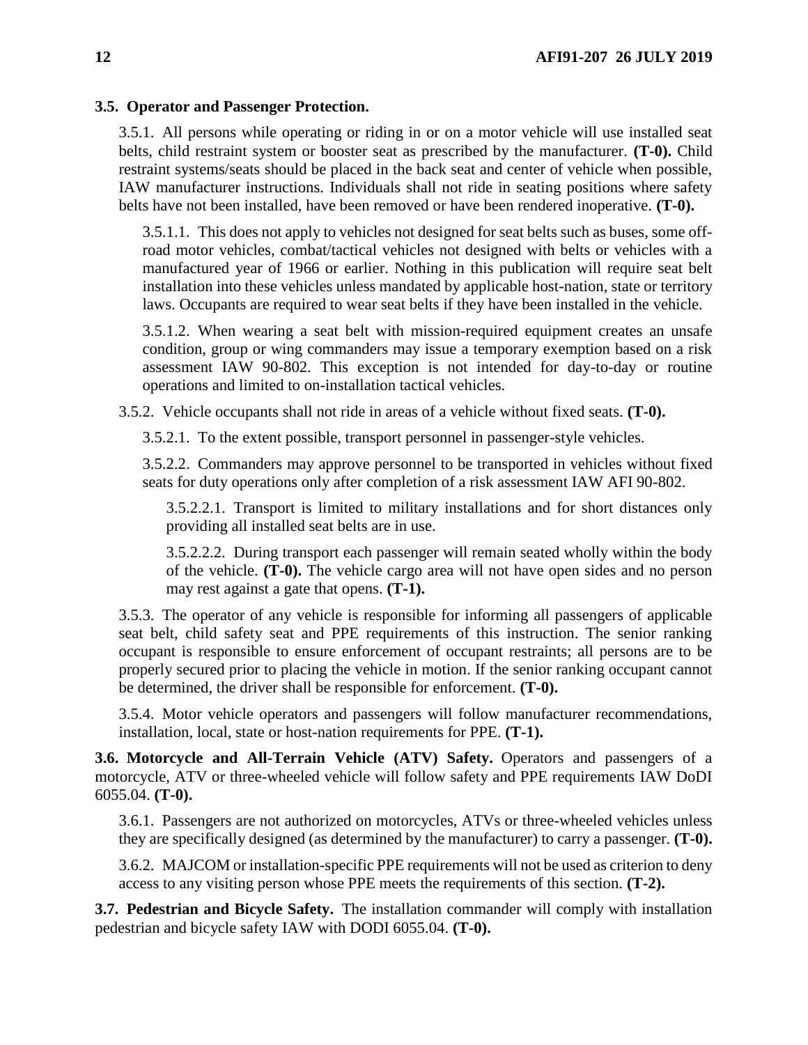**3.5. Operator and Passenger Protection.**

3.5.1. All persons while operating or riding in or on a motor vehicle will use installed seat belts, child restraint system or booster seat as prescribed by the manufacturer. **(T-0).** Child restraint systems/seats should be placed in the back seat and center of vehicle when possible, IAW manufacturer instructions. Individuals shall not ride in seating positions where safety belts have not been installed, have been removed or have been rendered inoperative. **(T-0).**

3.5.1.1. This does not apply to vehicles not designed for seat belts such as buses, some off-road motor vehicles, combat/tactical vehicles not designed with belts or vehicles with a manufactured year of 1966 or earlier. Nothing in this publication will require seat belt installation into these vehicles unless mandated by applicable host-nation, state or territory laws. Occupants are required to wear seat belts if they have been installed in the vehicle.

3.5.1.2. When wearing a seat belt with mission-required equipment creates an unsafe condition, group or wing commanders may issue a temporary exemption based on a risk assessment IAW 90-802. This exception is not intended for day-to-day or routine operations and limited to on-installation tactical vehicles.

3.5.2. Vehicle occupants shall not ride in areas of a vehicle without fixed seats. **(T-0).**

3.5.2.1. To the extent possible, transport personnel in passenger-style vehicles.

3.5.2.2. Commanders may approve personnel to be transported in vehicles without fixed seats for duty operations only after completion of a risk assessment IAW AFI 90-802.

3.5.2.2.1. Transport is limited to military installations and for short distances only providing all installed seat belts are in use.

3.5.2.2.2. During transport each passenger will remain seated wholly within the body of the vehicle. **(T-0).** The vehicle cargo area will not have open sides and no person may rest against a gate that opens. **(T-1).**

3.5.3. The operator of any vehicle is responsible for informing all passengers of applicable seat belt, child safety seat and PPE requirements of this instruction. The senior ranking occupant is responsible to ensure enforcement of occupant restraints; all persons are to be properly secured prior to placing the vehicle in motion. If the senior ranking occupant cannot be determined, the driver shall be responsible for enforcement. **(T-0).**

3.5.4. Motor vehicle operators and passengers will follow manufacturer recommendations, installation, local, state or host-nation requirements for PPE. **(T-1).**

**3.6. Motorcycle and All-Terrain Vehicle (ATV) Safety.** Operators and passengers of a motorcycle, ATV or three-wheeled vehicle will follow safety and PPE requirements IAW DoDI 6055.04. **(T-0).**

3.6.1. Passengers are not authorized on motorcycles, ATVs or three-wheeled vehicles unless they are specifically designed (as determined by the manufacturer) to carry a passenger. **(T-0).**

3.6.2. MAJCOM or installation-specific PPE requirements will not be used as criterion to deny access to any visiting person whose PPE meets the requirements of this section. **(T-2).**

**3.7. Pedestrian and Bicycle Safety.** The installation commander will comply with installation pedestrian and bicycle safety IAW with DODI 6055.04. **(T-0).**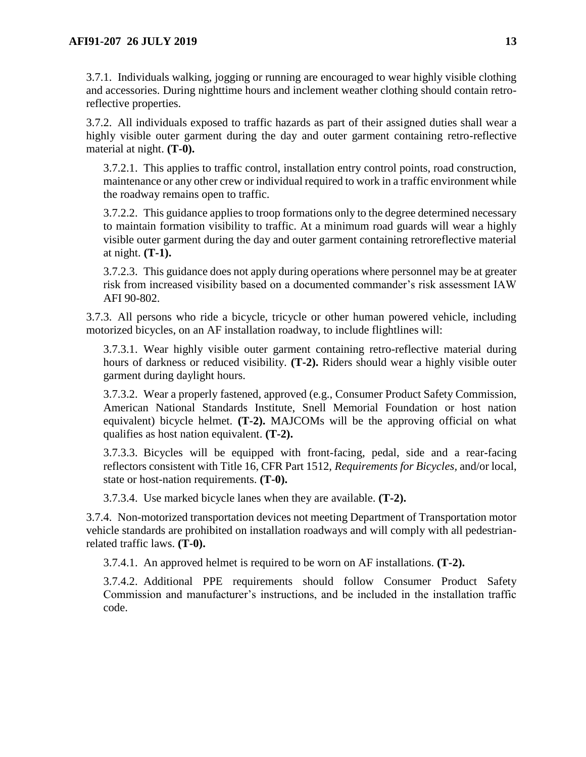3.7.1. Individuals walking, jogging or running are encouraged to wear highly visible clothing and accessories. During nighttime hours and inclement weather clothing should contain retro-reflective properties.

3.7.2. All individuals exposed to traffic hazards as part of their assigned duties shall wear a highly visible outer garment during the day and outer garment containing retro-reflective material at night. **(T-0).**

3.7.2.1. This applies to traffic control, installation entry control points, road construction, maintenance or any other crew or individual required to work in a traffic environment while the roadway remains open to traffic.

3.7.2.2. This guidance applies to troop formations only to the degree determined necessary to maintain formation visibility to traffic. At a minimum road guards will wear a highly visible outer garment during the day and outer garment containing retroreflective material at night. **(T-1).**

3.7.2.3. This guidance does not apply during operations where personnel may be at greater risk from increased visibility based on a documented commander's risk assessment IAW AFI 90-802.

3.7.3. All persons who ride a bicycle, tricycle or other human powered vehicle, including motorized bicycles, on an AF installation roadway, to include flightlines will:

3.7.3.1. Wear highly visible outer garment containing retro-reflective material during hours of darkness or reduced visibility. **(T-2).** Riders should wear a highly visible outer garment during daylight hours.

3.7.3.2. Wear a properly fastened, approved (e.g., Consumer Product Safety Commission, American National Standards Institute, Snell Memorial Foundation or host nation equivalent) bicycle helmet. **(T-2).** MAJCOMs will be the approving official on what qualifies as host nation equivalent. **(T-2).**

3.7.3.3. Bicycles will be equipped with front-facing, pedal, side and a rear-facing reflectors consistent with Title 16, CFR Part 1512, *Requirements for Bicycles,* and/or local, state or host-nation requirements. **(T-0).**

3.7.3.4. Use marked bicycle lanes when they are available. **(T-2).**

3.7.4. Non-motorized transportation devices not meeting Department of Transportation motor vehicle standards are prohibited on installation roadways and will comply with all pedestrian-related traffic laws. **(T-0).**

3.7.4.1. An approved helmet is required to be worn on AF installations. **(T-2).**

3.7.4.2. Additional PPE requirements should follow Consumer Product Safety Commission and manufacturer's instructions, and be included in the installation traffic code.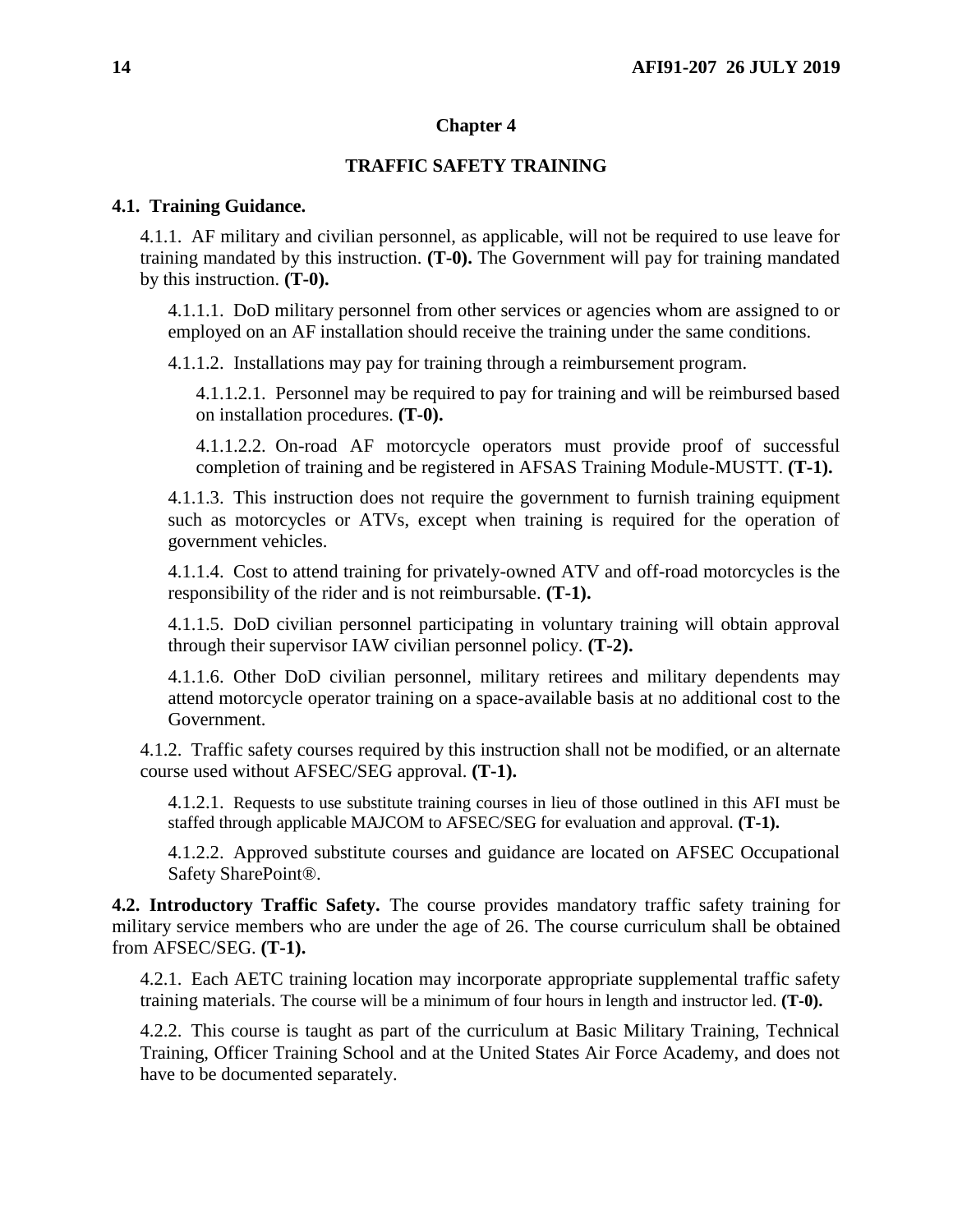## Chapter 4

## TRAFFIC SAFETY TRAINING

**4.1. Training Guidance.**

4.1.1. AF military and civilian personnel, as applicable, will not be required to use leave for training mandated by this instruction. **(T-0).** The Government will pay for training mandated by this instruction. **(T-0).**

4.1.1.1. DoD military personnel from other services or agencies whom are assigned to or employed on an AF installation should receive the training under the same conditions.

4.1.1.2. Installations may pay for training through a reimbursement program.

4.1.1.2.1. Personnel may be required to pay for training and will be reimbursed based on installation procedures. **(T-0).**

4.1.1.2.2. On-road AF motorcycle operators must provide proof of successful completion of training and be registered in AFSAS Training Module-MUSTT. **(T-1).**

4.1.1.3. This instruction does not require the government to furnish training equipment such as motorcycles or ATVs, except when training is required for the operation of government vehicles.

4.1.1.4. Cost to attend training for privately-owned ATV and off-road motorcycles is the responsibility of the rider and is not reimbursable. **(T-1).**

4.1.1.5. DoD civilian personnel participating in voluntary training will obtain approval through their supervisor IAW civilian personnel policy. **(T-2).**

4.1.1.6. Other DoD civilian personnel, military retirees and military dependents may attend motorcycle operator training on a space-available basis at no additional cost to the Government.

4.1.2. Traffic safety courses required by this instruction shall not be modified, or an alternate course used without AFSEC/SEG approval. **(T-1).**

4.1.2.1. Requests to use substitute training courses in lieu of those outlined in this AFI must be staffed through applicable MAJCOM to AFSEC/SEG for evaluation and approval. **(T-1).**

4.1.2.2. Approved substitute courses and guidance are located on AFSEC Occupational Safety SharePoint®.

**4.2. Introductory Traffic Safety.** The course provides mandatory traffic safety training for military service members who are under the age of 26. The course curriculum shall be obtained from AFSEC/SEG. **(T-1).**

4.2.1. Each AETC training location may incorporate appropriate supplemental traffic safety training materials. The course will be a minimum of four hours in length and instructor led. **(T-0).**

4.2.2. This course is taught as part of the curriculum at Basic Military Training, Technical Training, Officer Training School and at the United States Air Force Academy, and does not have to be documented separately.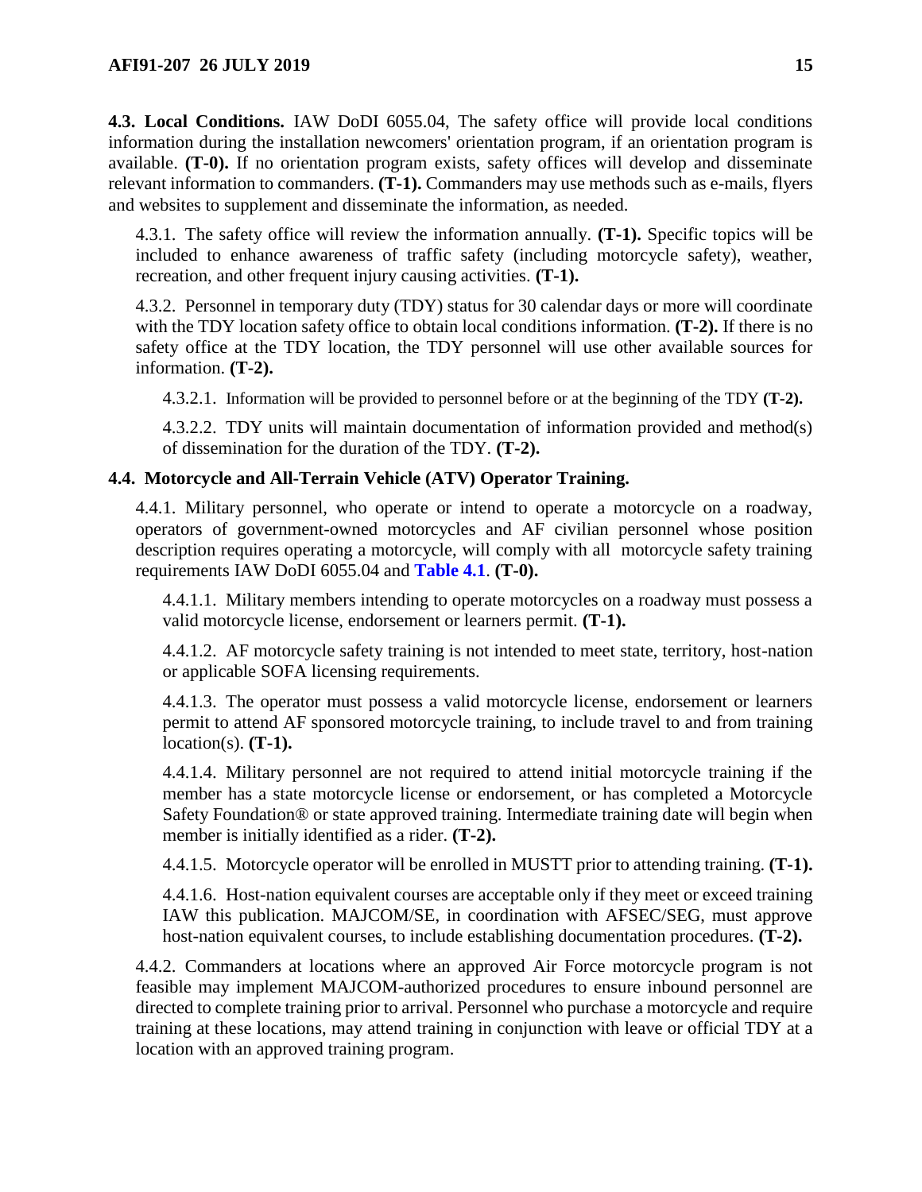**4.3. Local Conditions.** IAW DoDI 6055.04, The safety office will provide local conditions information during the installation newcomers' orientation program, if an orientation program is available. **(T-0).** If no orientation program exists, safety offices will develop and disseminate relevant information to commanders. **(T-1).** Commanders may use methods such as e-mails, flyers and websites to supplement and disseminate the information, as needed.

4.3.1. The safety office will review the information annually. **(T-1).** Specific topics will be included to enhance awareness of traffic safety (including motorcycle safety), weather, recreation, and other frequent injury causing activities. **(T-1).**

4.3.2. Personnel in temporary duty (TDY) status for 30 calendar days or more will coordinate with the TDY location safety office to obtain local conditions information. **(T-2).** If there is no safety office at the TDY location, the TDY personnel will use other available sources for information. **(T-2).**

4.3.2.1. Information will be provided to personnel before or at the beginning of the TDY **(T-2).**

4.3.2.2. TDY units will maintain documentation of information provided and method(s) of dissemination for the duration of the TDY. **(T-2).**

**4.4. Motorcycle and All-Terrain Vehicle (ATV) Operator Training.**

4.4.1. Military personnel, who operate or intend to operate a motorcycle on a roadway, operators of government-owned motorcycles and AF civilian personnel whose position description requires operating a motorcycle, will comply with all motorcycle safety training requirements IAW DoDI 6055.04 and **Table 4.1**. **(T-0).**

4.4.1.1. Military members intending to operate motorcycles on a roadway must possess a valid motorcycle license, endorsement or learners permit. **(T-1).**

4.4.1.2. AF motorcycle safety training is not intended to meet state, territory, host-nation or applicable SOFA licensing requirements.

4.4.1.3. The operator must possess a valid motorcycle license, endorsement or learners permit to attend AF sponsored motorcycle training, to include travel to and from training location(s). **(T-1).**

4.4.1.4. Military personnel are not required to attend initial motorcycle training if the member has a state motorcycle license or endorsement, or has completed a Motorcycle Safety Foundation® or state approved training. Intermediate training date will begin when member is initially identified as a rider. **(T-2).**

4.4.1.5. Motorcycle operator will be enrolled in MUSTT prior to attending training. **(T-1).**

4.4.1.6. Host-nation equivalent courses are acceptable only if they meet or exceed training IAW this publication. MAJCOM/SE, in coordination with AFSEC/SEG, must approve host-nation equivalent courses, to include establishing documentation procedures. **(T-2).**

4.4.2. Commanders at locations where an approved Air Force motorcycle program is not feasible may implement MAJCOM-authorized procedures to ensure inbound personnel are directed to complete training prior to arrival. Personnel who purchase a motorcycle and require training at these locations, may attend training in conjunction with leave or official TDY at a location with an approved training program.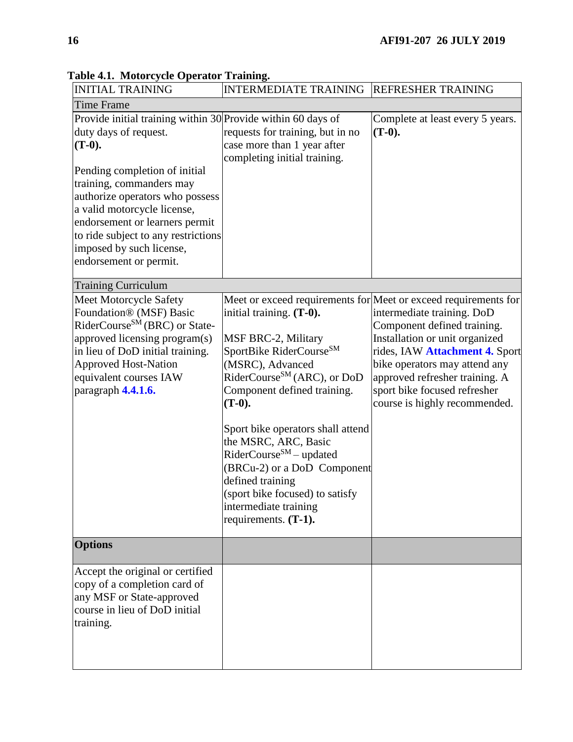**Table 4.1. Motorcycle Operator Training.**

| INITIAL TRAINING | INTERMEDIATE TRAINING | REFRESHER TRAINING |
|---|---|---|
| Time Frame | | |
| Provide initial training within 30 duty days of request. **(T-0).**<br><br>Pending completion of initial training, commanders may authorize operators who possess a valid motorcycle license, endorsement or learners permit to ride subject to any restrictions imposed by such license, endorsement or permit. | Provide within 60 days of requests for training, but in no case more than 1 year after completing initial training. | Complete at least every 5 years. **(T-0).** |
| Training Curriculum | | |
| Meet Motorcycle Safety Foundation® (MSF) Basic RiderCourse[SM] (BRC) or State-approved licensing program(s) in lieu of DoD initial training. Approved Host-Nation equivalent courses IAW paragraph **4.4.1.6.** | Meet or exceed requirements for initial training. **(T-0).**<br><br>MSF BRC-2, Military SportBike RiderCourse[SM] (MSRC), Advanced RiderCourse[SM] (ARC), or DoD Component defined training. **(T-0).**<br><br>Sport bike operators shall attend the MSRC, ARC, Basic RiderCourse[SM] – updated (BRCu-2) or a DoD Component defined training (sport bike focused) to satisfy intermediate training requirements. **(T-1).** | Meet or exceed requirements for intermediate training. DoD Component defined training. Installation or unit organized rides, IAW **Attachment 4.** Sport bike operators may attend any approved refresher training. A sport bike focused refresher course is highly recommended. |
| **Options** | | |
| Accept the original or certified copy of a completion card of any MSF or State-approved course in lieu of DoD initial training. | | |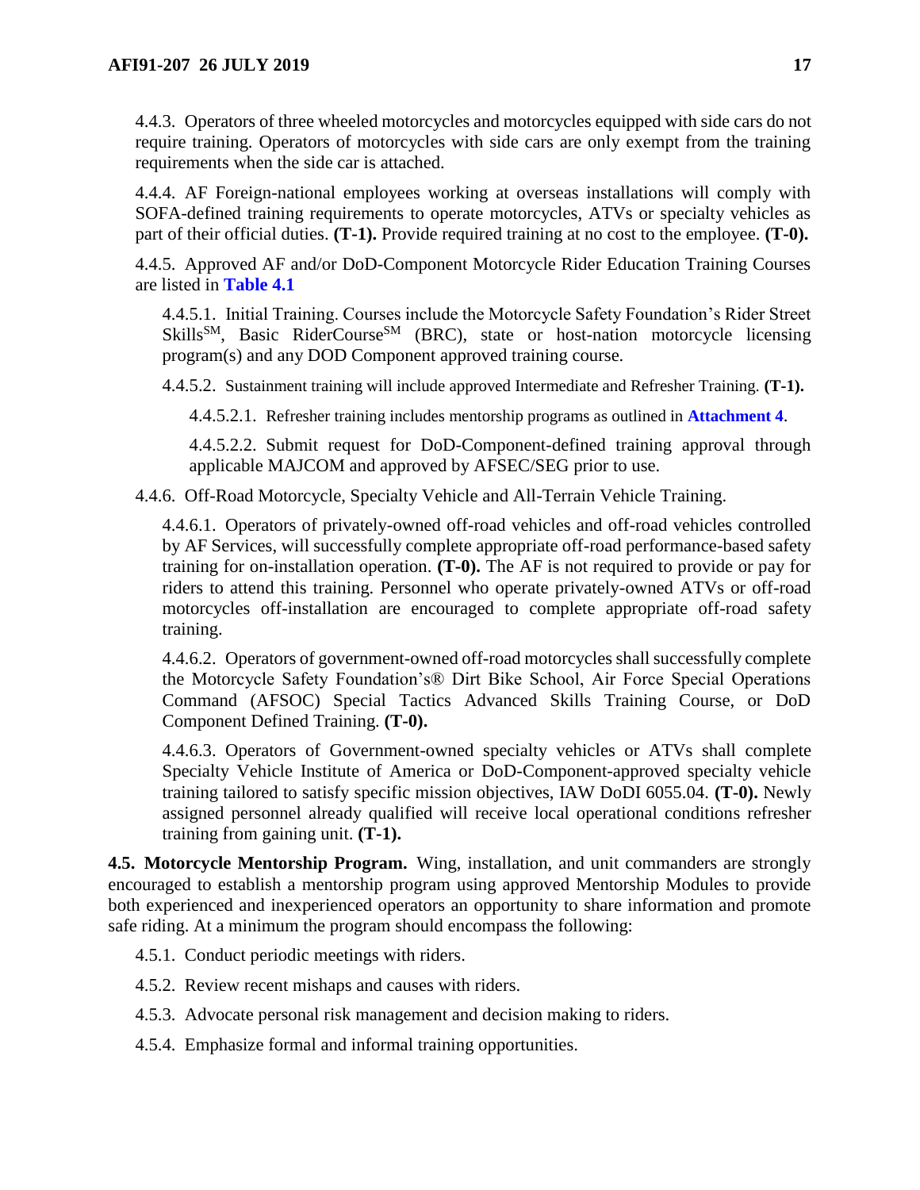4.4.3. Operators of three wheeled motorcycles and motorcycles equipped with side cars do not require training. Operators of motorcycles with side cars are only exempt from the training requirements when the side car is attached.

4.4.4. AF Foreign-national employees working at overseas installations will comply with SOFA-defined training requirements to operate motorcycles, ATVs or specialty vehicles as part of their official duties. **(T-1).** Provide required training at no cost to the employee. **(T-0).**

4.4.5. Approved AF and/or DoD-Component Motorcycle Rider Education Training Courses are listed in **Table 4.1**

4.4.5.1. Initial Training. Courses include the Motorcycle Safety Foundation's Rider Street Skills[SM], Basic RiderCourse[SM] (BRC), state or host-nation motorcycle licensing program(s) and any DOD Component approved training course.

4.4.5.2. Sustainment training will include approved Intermediate and Refresher Training. **(T-1).**

4.4.5.2.1. Refresher training includes mentorship programs as outlined in **Attachment 4**.

4.4.5.2.2. Submit request for DoD-Component-defined training approval through applicable MAJCOM and approved by AFSEC/SEG prior to use.

4.4.6. Off-Road Motorcycle, Specialty Vehicle and All-Terrain Vehicle Training.

4.4.6.1. Operators of privately-owned off-road vehicles and off-road vehicles controlled by AF Services, will successfully complete appropriate off-road performance-based safety training for on-installation operation. **(T-0).** The AF is not required to provide or pay for riders to attend this training. Personnel who operate privately-owned ATVs or off-road motorcycles off-installation are encouraged to complete appropriate off-road safety training.

4.4.6.2. Operators of government-owned off-road motorcycles shall successfully complete the Motorcycle Safety Foundation's® Dirt Bike School, Air Force Special Operations Command (AFSOC) Special Tactics Advanced Skills Training Course, or DoD Component Defined Training. **(T-0).**

4.4.6.3. Operators of Government-owned specialty vehicles or ATVs shall complete Specialty Vehicle Institute of America or DoD-Component-approved specialty vehicle training tailored to satisfy specific mission objectives, IAW DoDI 6055.04. **(T-0).** Newly assigned personnel already qualified will receive local operational conditions refresher training from gaining unit. **(T-1).**

**4.5. Motorcycle Mentorship Program.** Wing, installation, and unit commanders are strongly encouraged to establish a mentorship program using approved Mentorship Modules to provide both experienced and inexperienced operators an opportunity to share information and promote safe riding. At a minimum the program should encompass the following:

4.5.1. Conduct periodic meetings with riders.

4.5.2. Review recent mishaps and causes with riders.

4.5.3. Advocate personal risk management and decision making to riders.

4.5.4. Emphasize formal and informal training opportunities.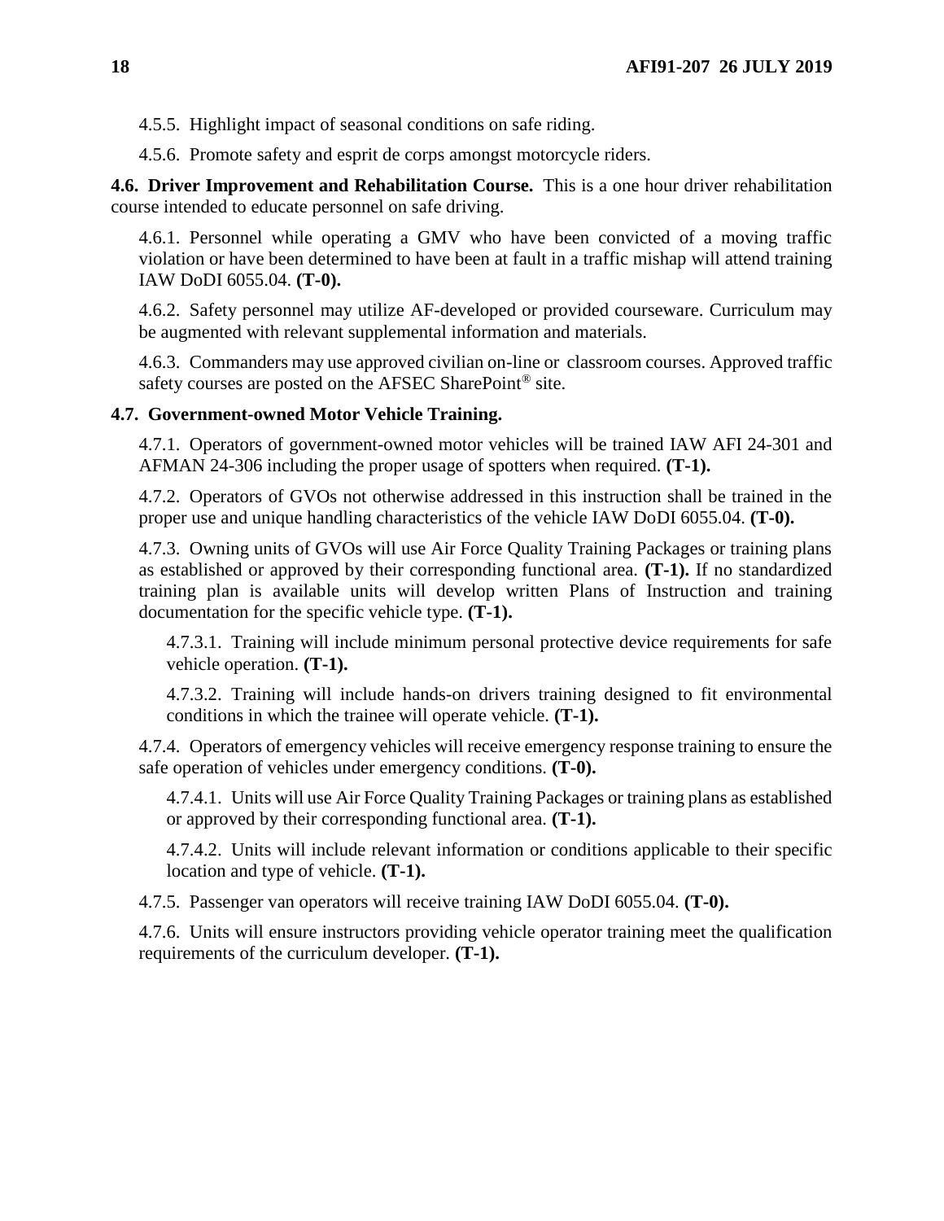4.5.5. Highlight impact of seasonal conditions on safe riding.

4.5.6. Promote safety and esprit de corps amongst motorcycle riders.

**4.6. Driver Improvement and Rehabilitation Course.** This is a one hour driver rehabilitation course intended to educate personnel on safe driving.

4.6.1. Personnel while operating a GMV who have been convicted of a moving traffic violation or have been determined to have been at fault in a traffic mishap will attend training IAW DoDI 6055.04. **(T-0).**

4.6.2. Safety personnel may utilize AF-developed or provided courseware. Curriculum may be augmented with relevant supplemental information and materials.

4.6.3. Commanders may use approved civilian on-line or classroom courses. Approved traffic safety courses are posted on the AFSEC SharePoint® site.

**4.7. Government-owned Motor Vehicle Training.**

4.7.1. Operators of government-owned motor vehicles will be trained IAW AFI 24-301 and AFMAN 24-306 including the proper usage of spotters when required. **(T-1).**

4.7.2. Operators of GVOs not otherwise addressed in this instruction shall be trained in the proper use and unique handling characteristics of the vehicle IAW DoDI 6055.04. **(T-0).**

4.7.3. Owning units of GVOs will use Air Force Quality Training Packages or training plans as established or approved by their corresponding functional area. **(T-1).** If no standardized training plan is available units will develop written Plans of Instruction and training documentation for the specific vehicle type. **(T-1).**

4.7.3.1. Training will include minimum personal protective device requirements for safe vehicle operation. **(T-1).**

4.7.3.2. Training will include hands-on drivers training designed to fit environmental conditions in which the trainee will operate vehicle. **(T-1).**

4.7.4. Operators of emergency vehicles will receive emergency response training to ensure the safe operation of vehicles under emergency conditions. **(T-0).**

4.7.4.1. Units will use Air Force Quality Training Packages or training plans as established or approved by their corresponding functional area. **(T-1).**

4.7.4.2. Units will include relevant information or conditions applicable to their specific location and type of vehicle. **(T-1).**

4.7.5. Passenger van operators will receive training IAW DoDI 6055.04. **(T-0).**

4.7.6. Units will ensure instructors providing vehicle operator training meet the qualification requirements of the curriculum developer. **(T-1).**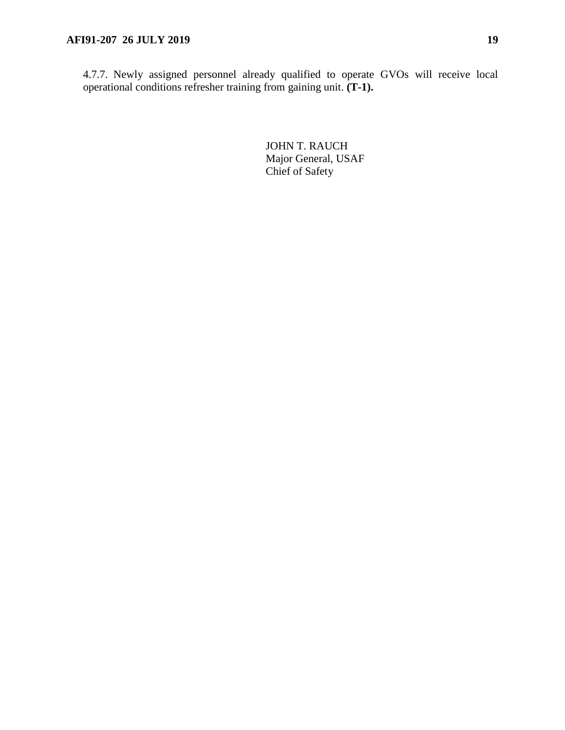4.7.7. Newly assigned personnel already qualified to operate GVOs will receive local operational conditions refresher training from gaining unit. **(T-1).**

JOHN T. RAUCH
Major General, USAF
Chief of Safety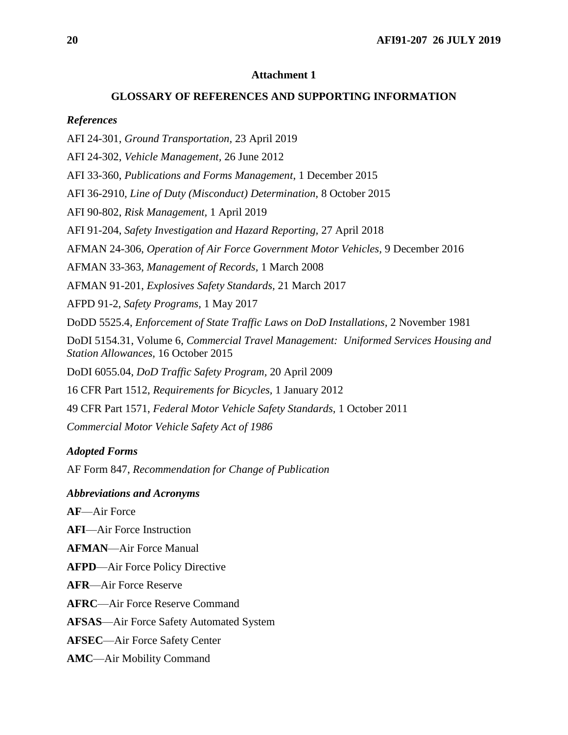## Attachment 1

## GLOSSARY OF REFERENCES AND SUPPORTING INFORMATION

### *References*

AFI 24-301, *Ground Transportation*, 23 April 2019

AFI 24-302, *Vehicle Management*, 26 June 2012

AFI 33-360, *Publications and Forms Management*, 1 December 2015

AFI 36-2910, *Line of Duty (Misconduct) Determination*, 8 October 2015

AFI 90-802, *Risk Management*, 1 April 2019

AFI 91-204, *Safety Investigation and Hazard Reporting*, 27 April 2018

AFMAN 24-306, *Operation of Air Force Government Motor Vehicles*, 9 December 2016

AFMAN 33-363, *Management of Records*, 1 March 2008

AFMAN 91-201, *Explosives Safety Standards*, 21 March 2017

AFPD 91-2, *Safety Programs*, 1 May 2017

DoDD 5525.4, *Enforcement of State Traffic Laws on DoD Installations*, 2 November 1981

DoDI 5154.31, Volume 6, *Commercial Travel Management: Uniformed Services Housing and Station Allowances*, 16 October 2015

DoDI 6055.04, *DoD Traffic Safety Program*, 20 April 2009

16 CFR Part 1512, *Requirements for Bicycles*, 1 January 2012

49 CFR Part 1571, *Federal Motor Vehicle Safety Standards*, 1 October 2011

*Commercial Motor Vehicle Safety Act of 1986*

### *Adopted Forms*

AF Form 847, *Recommendation for Change of Publication*

### *Abbreviations and Acronyms*

**AF**—Air Force

**AFI**—Air Force Instruction

**AFMAN**—Air Force Manual

**AFPD**—Air Force Policy Directive

**AFR**—Air Force Reserve

**AFRC**—Air Force Reserve Command

**AFSAS**—Air Force Safety Automated System

**AFSEC**—Air Force Safety Center

**AMC**—Air Mobility Command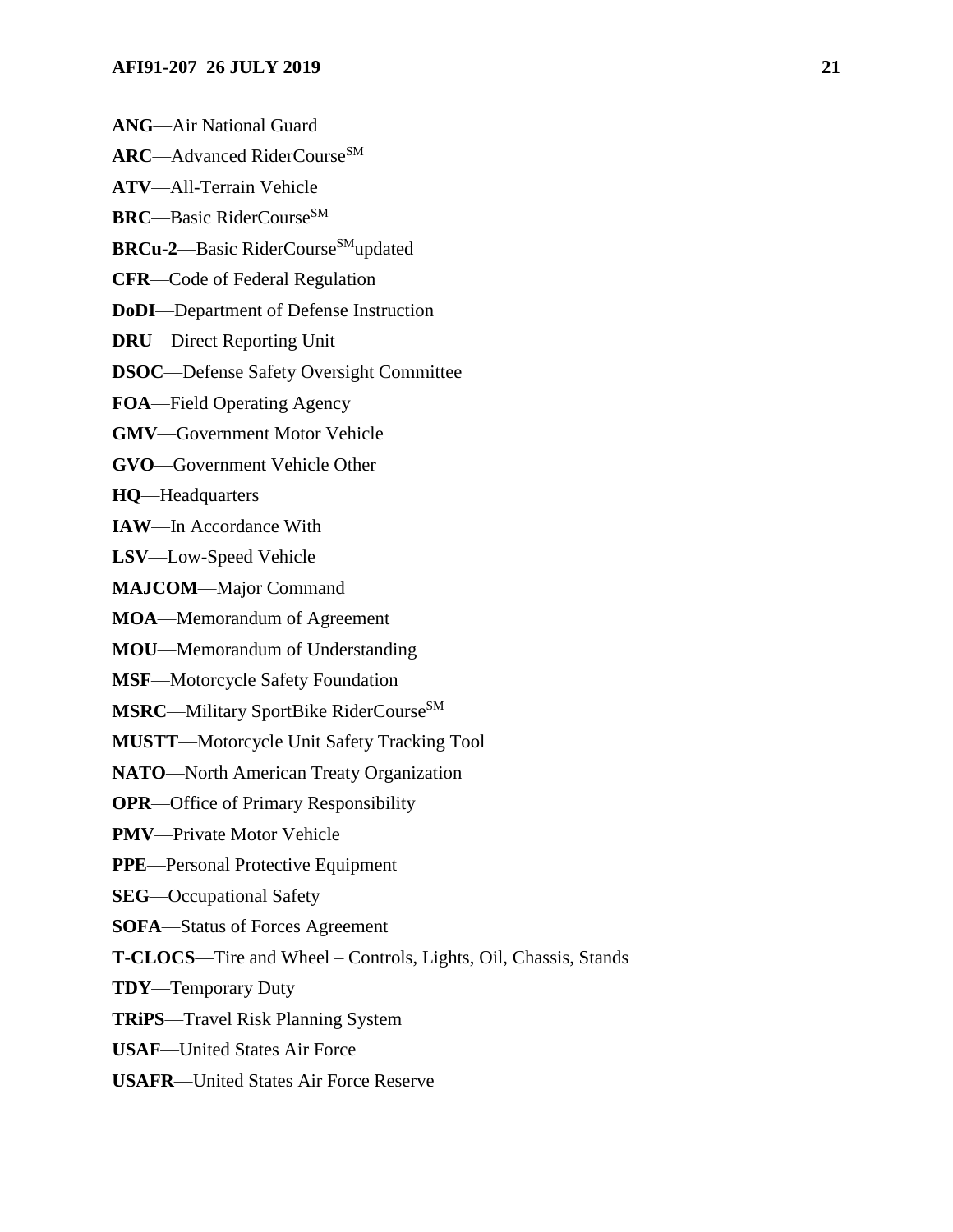**ANG**—Air National Guard

**ARC**—Advanced RiderCourse[SM]

**ATV**—All-Terrain Vehicle

**BRC**—Basic RiderCourse[SM]

**BRCu-2**—Basic RiderCourse[SM]updated

**CFR**—Code of Federal Regulation

**DoDI**—Department of Defense Instruction

**DRU**—Direct Reporting Unit

**DSOC**—Defense Safety Oversight Committee

**FOA**—Field Operating Agency

**GMV**—Government Motor Vehicle

**GVO**—Government Vehicle Other

**HQ**—Headquarters

**IAW**—In Accordance With

**LSV**—Low-Speed Vehicle

**MAJCOM**—Major Command

**MOA**—Memorandum of Agreement

**MOU**—Memorandum of Understanding

**MSF**—Motorcycle Safety Foundation

**MSRC**—Military SportBike RiderCourse[SM]

**MUSTT**—Motorcycle Unit Safety Tracking Tool

**NATO**—North American Treaty Organization

**OPR**—Office of Primary Responsibility

**PMV**—Private Motor Vehicle

**PPE**—Personal Protective Equipment

**SEG**—Occupational Safety

**SOFA**—Status of Forces Agreement

**T-CLOCS**—Tire and Wheel – Controls, Lights, Oil, Chassis, Stands

**TDY**—Temporary Duty

**TRiPS**—Travel Risk Planning System

**USAF**—United States Air Force

**USAFR**—United States Air Force Reserve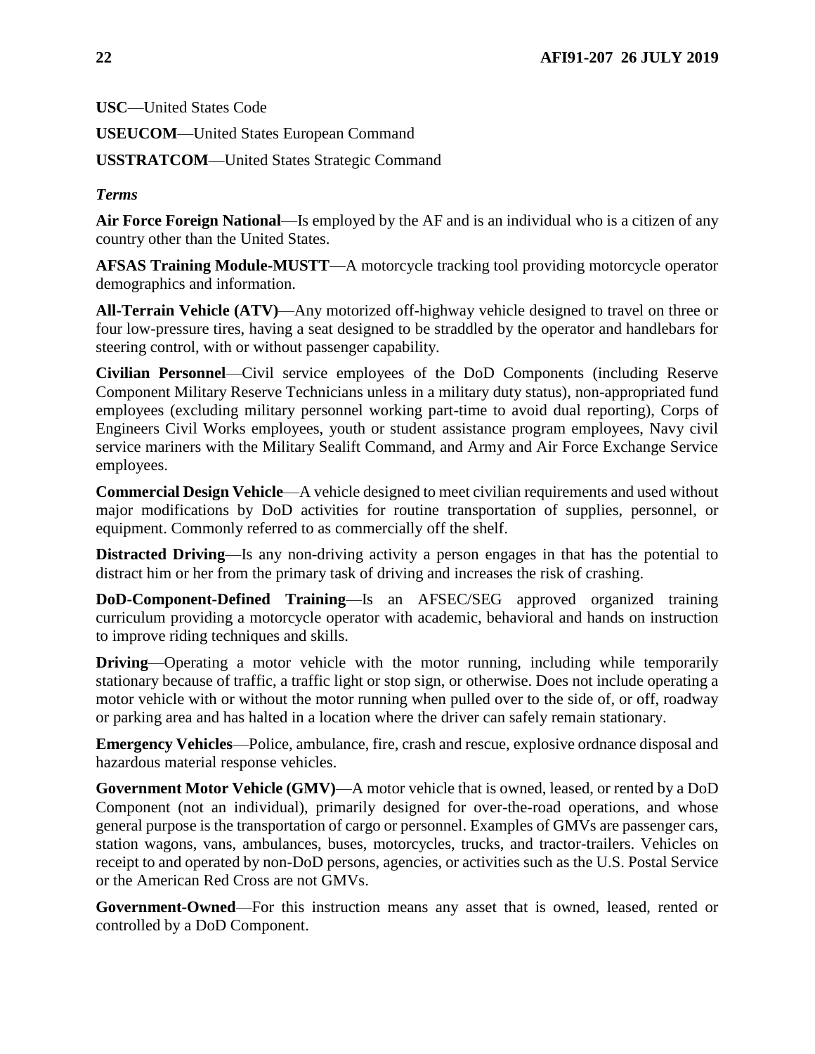**USC**—United States Code

**USEUCOM**—United States European Command

**USSTRATCOM**—United States Strategic Command

***Terms***

**Air Force Foreign National**—Is employed by the AF and is an individual who is a citizen of any country other than the United States.

**AFSAS Training Module-MUSTT**—A motorcycle tracking tool providing motorcycle operator demographics and information.

**All-Terrain Vehicle (ATV)**—Any motorized off-highway vehicle designed to travel on three or four low-pressure tires, having a seat designed to be straddled by the operator and handlebars for steering control, with or without passenger capability.

**Civilian Personnel**—Civil service employees of the DoD Components (including Reserve Component Military Reserve Technicians unless in a military duty status), non-appropriated fund employees (excluding military personnel working part-time to avoid dual reporting), Corps of Engineers Civil Works employees, youth or student assistance program employees, Navy civil service mariners with the Military Sealift Command, and Army and Air Force Exchange Service employees.

**Commercial Design Vehicle**—A vehicle designed to meet civilian requirements and used without major modifications by DoD activities for routine transportation of supplies, personnel, or equipment. Commonly referred to as commercially off the shelf.

**Distracted Driving**—Is any non-driving activity a person engages in that has the potential to distract him or her from the primary task of driving and increases the risk of crashing.

**DoD-Component-Defined Training**—Is an AFSEC/SEG approved organized training curriculum providing a motorcycle operator with academic, behavioral and hands on instruction to improve riding techniques and skills.

**Driving**—Operating a motor vehicle with the motor running, including while temporarily stationary because of traffic, a traffic light or stop sign, or otherwise. Does not include operating a motor vehicle with or without the motor running when pulled over to the side of, or off, roadway or parking area and has halted in a location where the driver can safely remain stationary.

**Emergency Vehicles**—Police, ambulance, fire, crash and rescue, explosive ordnance disposal and hazardous material response vehicles.

**Government Motor Vehicle (GMV)**—A motor vehicle that is owned, leased, or rented by a DoD Component (not an individual), primarily designed for over-the-road operations, and whose general purpose is the transportation of cargo or personnel. Examples of GMVs are passenger cars, station wagons, vans, ambulances, buses, motorcycles, trucks, and tractor-trailers. Vehicles on receipt to and operated by non-DoD persons, agencies, or activities such as the U.S. Postal Service or the American Red Cross are not GMVs.

**Government-Owned**—For this instruction means any asset that is owned, leased, rented or controlled by a DoD Component.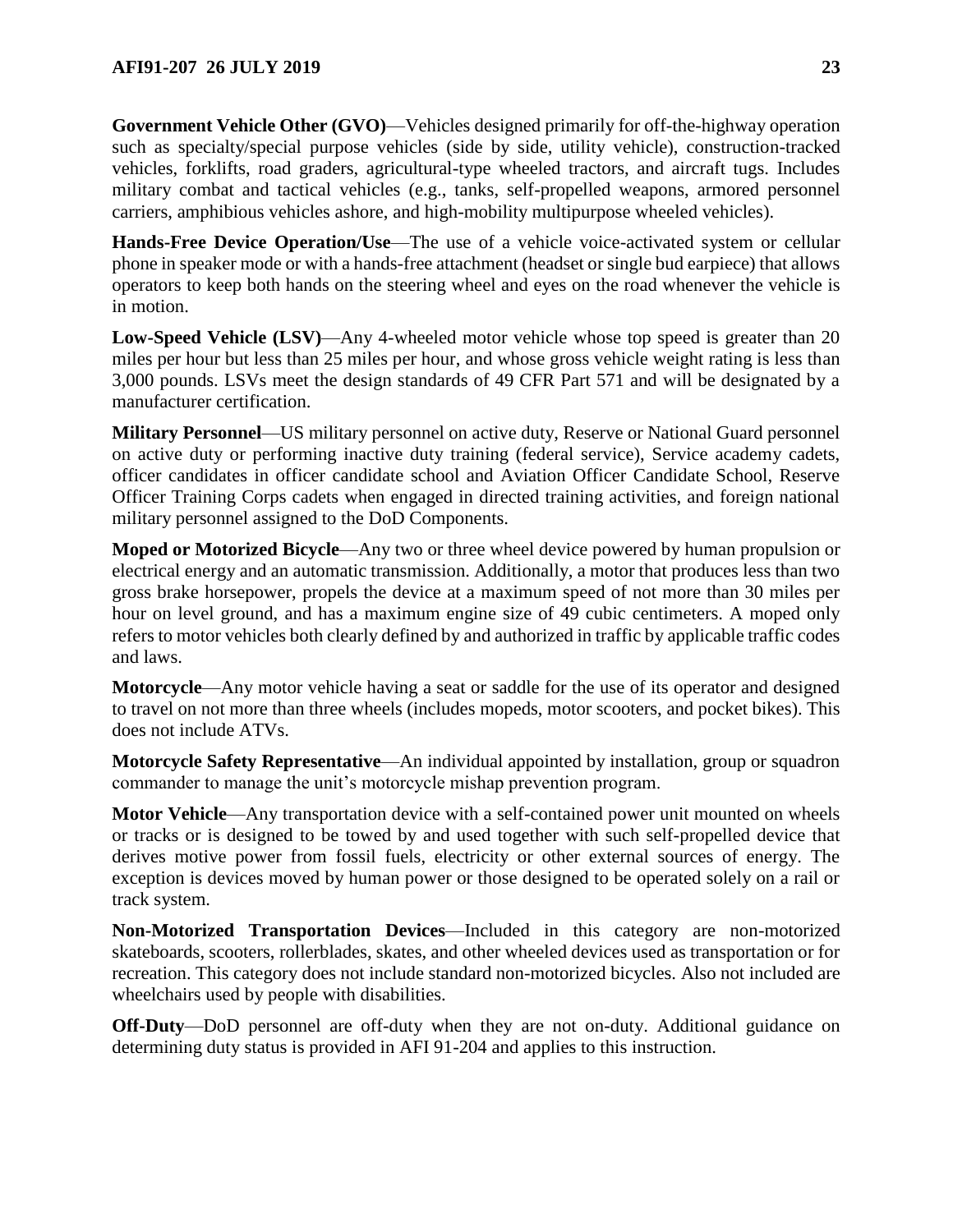**Government Vehicle Other (GVO)**—Vehicles designed primarily for off-the-highway operation such as specialty/special purpose vehicles (side by side, utility vehicle), construction-tracked vehicles, forklifts, road graders, agricultural-type wheeled tractors, and aircraft tugs. Includes military combat and tactical vehicles (e.g., tanks, self-propelled weapons, armored personnel carriers, amphibious vehicles ashore, and high-mobility multipurpose wheeled vehicles).

**Hands-Free Device Operation/Use**—The use of a vehicle voice-activated system or cellular phone in speaker mode or with a hands-free attachment (headset or single bud earpiece) that allows operators to keep both hands on the steering wheel and eyes on the road whenever the vehicle is in motion.

**Low-Speed Vehicle (LSV)**—Any 4-wheeled motor vehicle whose top speed is greater than 20 miles per hour but less than 25 miles per hour, and whose gross vehicle weight rating is less than 3,000 pounds. LSVs meet the design standards of 49 CFR Part 571 and will be designated by a manufacturer certification.

**Military Personnel**—US military personnel on active duty, Reserve or National Guard personnel on active duty or performing inactive duty training (federal service), Service academy cadets, officer candidates in officer candidate school and Aviation Officer Candidate School, Reserve Officer Training Corps cadets when engaged in directed training activities, and foreign national military personnel assigned to the DoD Components.

**Moped or Motorized Bicycle**—Any two or three wheel device powered by human propulsion or electrical energy and an automatic transmission. Additionally, a motor that produces less than two gross brake horsepower, propels the device at a maximum speed of not more than 30 miles per hour on level ground, and has a maximum engine size of 49 cubic centimeters. A moped only refers to motor vehicles both clearly defined by and authorized in traffic by applicable traffic codes and laws.

**Motorcycle**—Any motor vehicle having a seat or saddle for the use of its operator and designed to travel on not more than three wheels (includes mopeds, motor scooters, and pocket bikes). This does not include ATVs.

**Motorcycle Safety Representative**—An individual appointed by installation, group or squadron commander to manage the unit's motorcycle mishap prevention program.

**Motor Vehicle**—Any transportation device with a self-contained power unit mounted on wheels or tracks or is designed to be towed by and used together with such self-propelled device that derives motive power from fossil fuels, electricity or other external sources of energy. The exception is devices moved by human power or those designed to be operated solely on a rail or track system.

**Non-Motorized Transportation Devices**—Included in this category are non-motorized skateboards, scooters, rollerblades, skates, and other wheeled devices used as transportation or for recreation. This category does not include standard non-motorized bicycles. Also not included are wheelchairs used by people with disabilities.

**Off-Duty**—DoD personnel are off-duty when they are not on-duty. Additional guidance on determining duty status is provided in AFI 91-204 and applies to this instruction.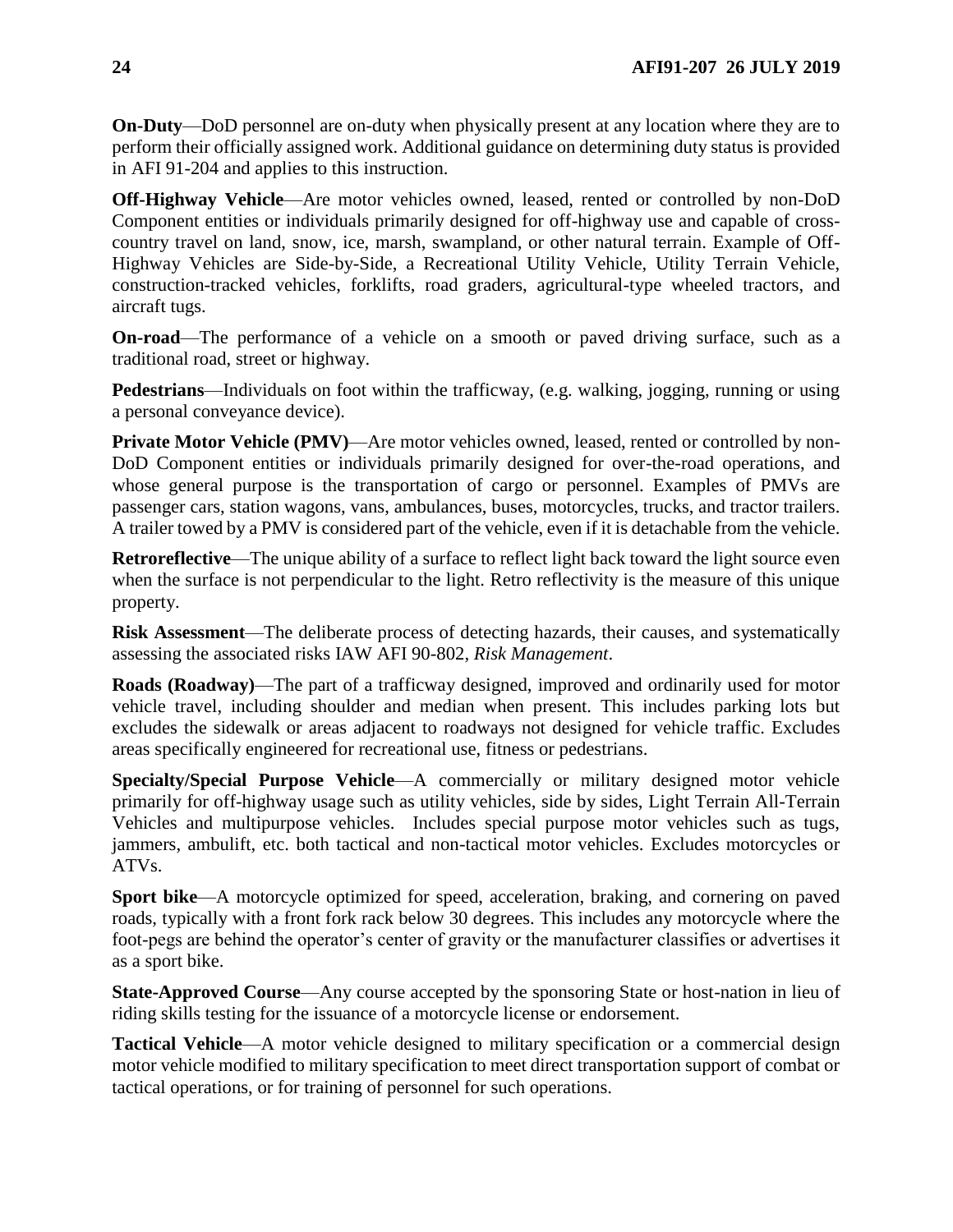**On-Duty**—DoD personnel are on-duty when physically present at any location where they are to perform their officially assigned work. Additional guidance on determining duty status is provided in AFI 91-204 and applies to this instruction.

**Off-Highway Vehicle**—Are motor vehicles owned, leased, rented or controlled by non-DoD Component entities or individuals primarily designed for off-highway use and capable of cross-country travel on land, snow, ice, marsh, swampland, or other natural terrain. Example of Off-Highway Vehicles are Side-by-Side, a Recreational Utility Vehicle, Utility Terrain Vehicle, construction-tracked vehicles, forklifts, road graders, agricultural-type wheeled tractors, and aircraft tugs.

**On-road**—The performance of a vehicle on a smooth or paved driving surface, such as a traditional road, street or highway.

**Pedestrians**—Individuals on foot within the trafficway, (e.g. walking, jogging, running or using a personal conveyance device).

**Private Motor Vehicle (PMV)**—Are motor vehicles owned, leased, rented or controlled by non-DoD Component entities or individuals primarily designed for over-the-road operations, and whose general purpose is the transportation of cargo or personnel. Examples of PMVs are passenger cars, station wagons, vans, ambulances, buses, motorcycles, trucks, and tractor trailers. A trailer towed by a PMV is considered part of the vehicle, even if it is detachable from the vehicle.

**Retroreflective**—The unique ability of a surface to reflect light back toward the light source even when the surface is not perpendicular to the light. Retro reflectivity is the measure of this unique property.

**Risk Assessment**—The deliberate process of detecting hazards, their causes, and systematically assessing the associated risks IAW AFI 90-802, *Risk Management*.

**Roads (Roadway)**—The part of a trafficway designed, improved and ordinarily used for motor vehicle travel, including shoulder and median when present. This includes parking lots but excludes the sidewalk or areas adjacent to roadways not designed for vehicle traffic. Excludes areas specifically engineered for recreational use, fitness or pedestrians.

**Specialty/Special Purpose Vehicle**—A commercially or military designed motor vehicle primarily for off-highway usage such as utility vehicles, side by sides, Light Terrain All-Terrain Vehicles and multipurpose vehicles. Includes special purpose motor vehicles such as tugs, jammers, ambulift, etc. both tactical and non-tactical motor vehicles. Excludes motorcycles or ATVs.

**Sport bike**—A motorcycle optimized for speed, acceleration, braking, and cornering on paved roads, typically with a front fork rack below 30 degrees. This includes any motorcycle where the foot-pegs are behind the operator's center of gravity or the manufacturer classifies or advertises it as a sport bike.

**State-Approved Course**—Any course accepted by the sponsoring State or host-nation in lieu of riding skills testing for the issuance of a motorcycle license or endorsement.

**Tactical Vehicle**—A motor vehicle designed to military specification or a commercial design motor vehicle modified to military specification to meet direct transportation support of combat or tactical operations, or for training of personnel for such operations.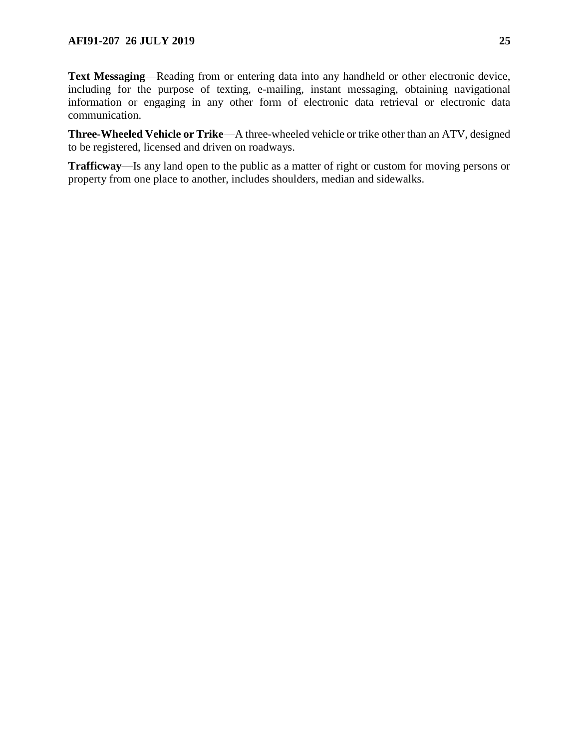**Text Messaging**—Reading from or entering data into any handheld or other electronic device, including for the purpose of texting, e-mailing, instant messaging, obtaining navigational information or engaging in any other form of electronic data retrieval or electronic data communication.

**Three-Wheeled Vehicle or Trike**—A three-wheeled vehicle or trike other than an ATV, designed to be registered, licensed and driven on roadways.

**Trafficway**—Is any land open to the public as a matter of right or custom for moving persons or property from one place to another, includes shoulders, median and sidewalks.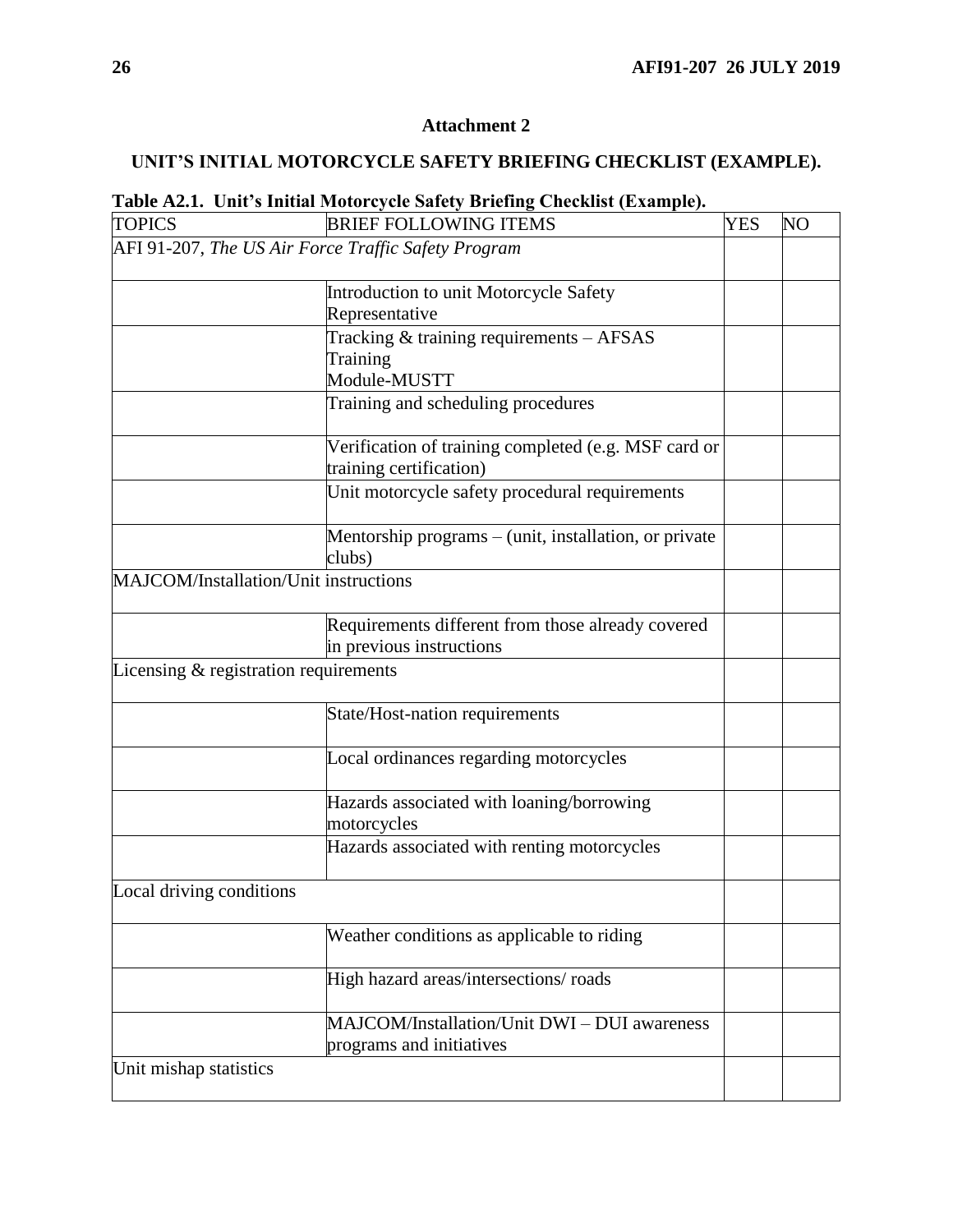**Attachment 2**

**UNIT'S INITIAL MOTORCYCLE SAFETY BRIEFING CHECKLIST (EXAMPLE).**

**Table A2.1. Unit's Initial Motorcycle Safety Briefing Checklist (Example).**

| TOPICS | BRIEF FOLLOWING ITEMS | YES | NO |
|---|---|---|---|
| AFI 91-207, *The US Air Force Traffic Safety Program* | | | |
| | Introduction to unit Motorcycle Safety Representative | | |
| | Tracking & training requirements – AFSAS Training Module-MUSTT | | |
| | Training and scheduling procedures | | |
| | Verification of training completed (e.g. MSF card or training certification) | | |
| | Unit motorcycle safety procedural requirements | | |
| | Mentorship programs – (unit, installation, or private clubs) | | |
| MAJCOM/Installation/Unit instructions | | | |
| | Requirements different from those already covered in previous instructions | | |
| Licensing & registration requirements | | | |
| | State/Host-nation requirements | | |
| | Local ordinances regarding motorcycles | | |
| | Hazards associated with loaning/borrowing motorcycles | | |
| | Hazards associated with renting motorcycles | | |
| Local driving conditions | | | |
| | Weather conditions as applicable to riding | | |
| | High hazard areas/intersections/ roads | | |
| | MAJCOM/Installation/Unit DWI – DUI awareness programs and initiatives | | |
| Unit mishap statistics | | | |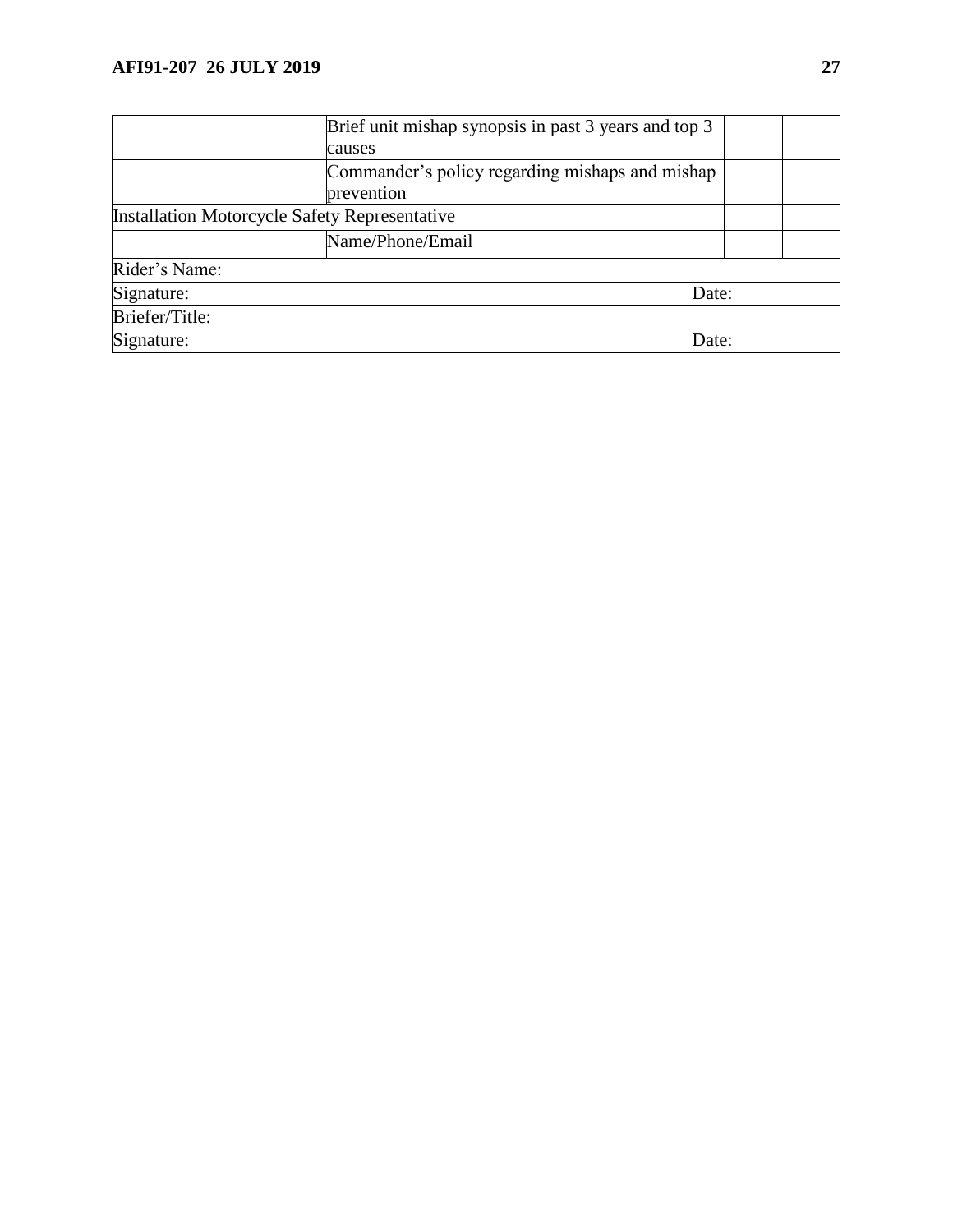| | | | |
|---|---|---|---|
| | Brief unit mishap synopsis in past 3 years and top 3 causes | | |
| | Commander's policy regarding mishaps and mishap prevention | | |
| Installation Motorcycle Safety Representative | | | |
| | Name/Phone/Email | | |
| Rider's Name: | | | |
| Signature: | | Date: | |
| Briefer/Title: | | | |
| Signature: | | Date: | |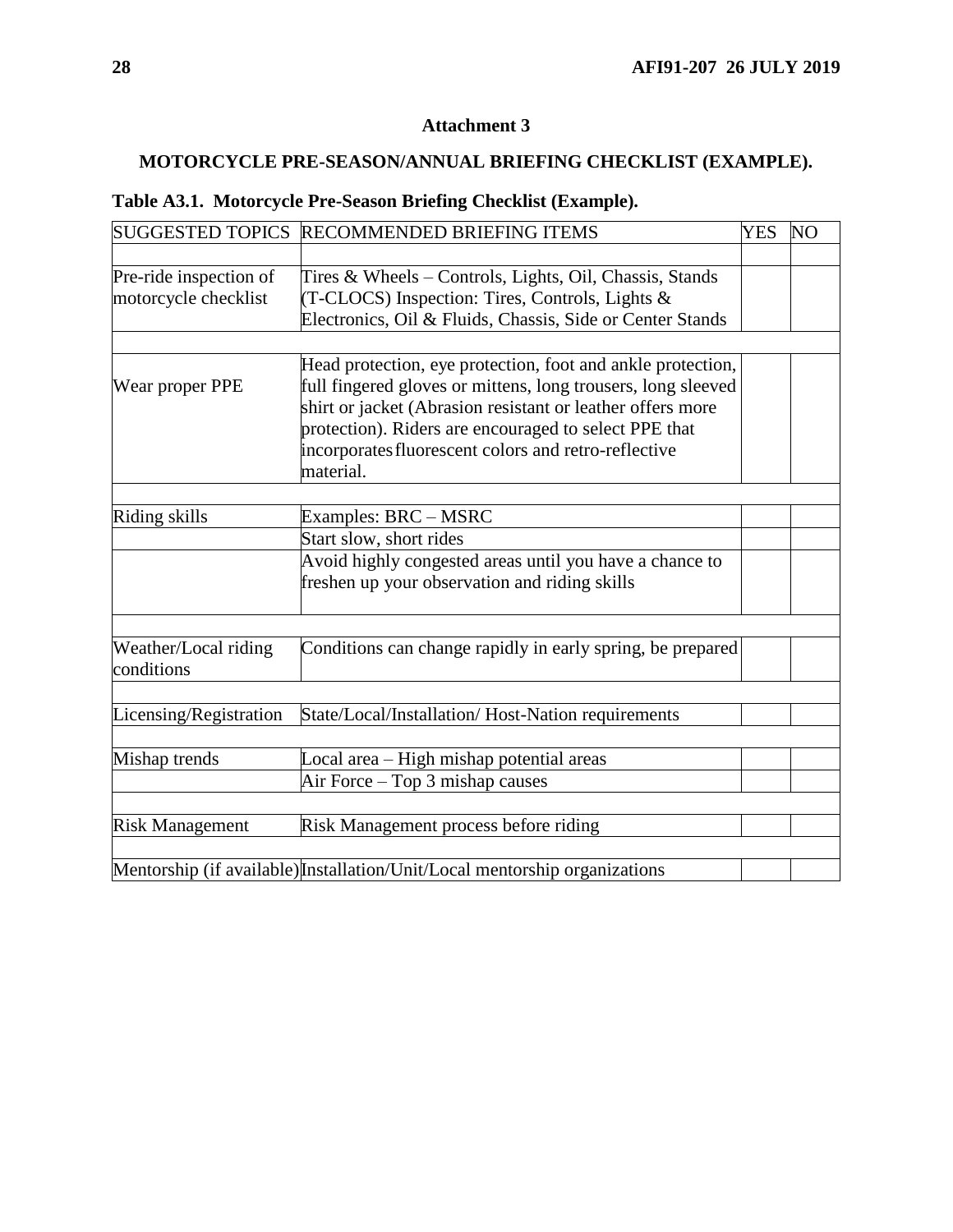## Attachment 3

## MOTORCYCLE PRE-SEASON/ANNUAL BRIEFING CHECKLIST (EXAMPLE).

**Table A3.1. Motorcycle Pre-Season Briefing Checklist (Example).**

| SUGGESTED TOPICS | RECOMMENDED BRIEFING ITEMS | YES | NO |
|---|---|---|---|
| | | | |
| Pre-ride inspection of motorcycle checklist | Tires & Wheels – Controls, Lights, Oil, Chassis, Stands (T-CLOCS) Inspection: Tires, Controls, Lights & Electronics, Oil & Fluids, Chassis, Side or Center Stands | | |
| | | | |
| Wear proper PPE | Head protection, eye protection, foot and ankle protection, full fingered gloves or mittens, long trousers, long sleeved shirt or jacket (Abrasion resistant or leather offers more protection). Riders are encouraged to select PPE that incorporates fluorescent colors and retro-reflective material. | | |
| | | | |
| Riding skills | Examples: BRC – MSRC | | |
| | Start slow, short rides | | |
| | Avoid highly congested areas until you have a chance to freshen up your observation and riding skills | | |
| | | | |
| Weather/Local riding conditions | Conditions can change rapidly in early spring, be prepared | | |
| | | | |
| Licensing/Registration | State/Local/Installation/ Host-Nation requirements | | |
| | | | |
| Mishap trends | Local area – High mishap potential areas | | |
| | Air Force – Top 3 mishap causes | | |
| | | | |
| Risk Management | Risk Management process before riding | | |
| | | | |
| Mentorship (if available) | Installation/Unit/Local mentorship organizations | | |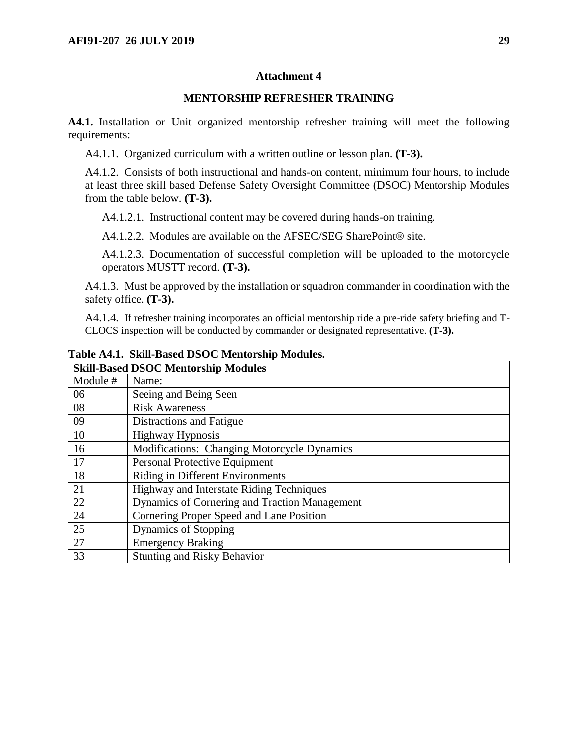## Attachment 4

## MENTORSHIP REFRESHER TRAINING

**A4.1.** Installation or Unit organized mentorship refresher training will meet the following requirements:

A4.1.1. Organized curriculum with a written outline or lesson plan. **(T-3).**

A4.1.2. Consists of both instructional and hands-on content, minimum four hours, to include at least three skill based Defense Safety Oversight Committee (DSOC) Mentorship Modules from the table below. **(T-3).**

A4.1.2.1. Instructional content may be covered during hands-on training.

A4.1.2.2. Modules are available on the AFSEC/SEG SharePoint® site.

A4.1.2.3. Documentation of successful completion will be uploaded to the motorcycle operators MUSTT record. **(T-3).**

A4.1.3. Must be approved by the installation or squadron commander in coordination with the safety office. **(T-3).**

A4.1.4. If refresher training incorporates an official mentorship ride a pre-ride safety briefing and T-CLOCS inspection will be conducted by commander or designated representative. **(T-3).**

**Table A4.1. Skill-Based DSOC Mentorship Modules.**

| **Skill-Based DSOC Mentorship Modules** | |
|---|---|
| Module # | Name: |
| 06 | Seeing and Being Seen |
| 08 | Risk Awareness |
| 09 | Distractions and Fatigue |
| 10 | Highway Hypnosis |
| 16 | Modifications: Changing Motorcycle Dynamics |
| 17 | Personal Protective Equipment |
| 18 | Riding in Different Environments |
| 21 | Highway and Interstate Riding Techniques |
| 22 | Dynamics of Cornering and Traction Management |
| 24 | Cornering Proper Speed and Lane Position |
| 25 | Dynamics of Stopping |
| 27 | Emergency Braking |
| 33 | Stunting and Risky Behavior |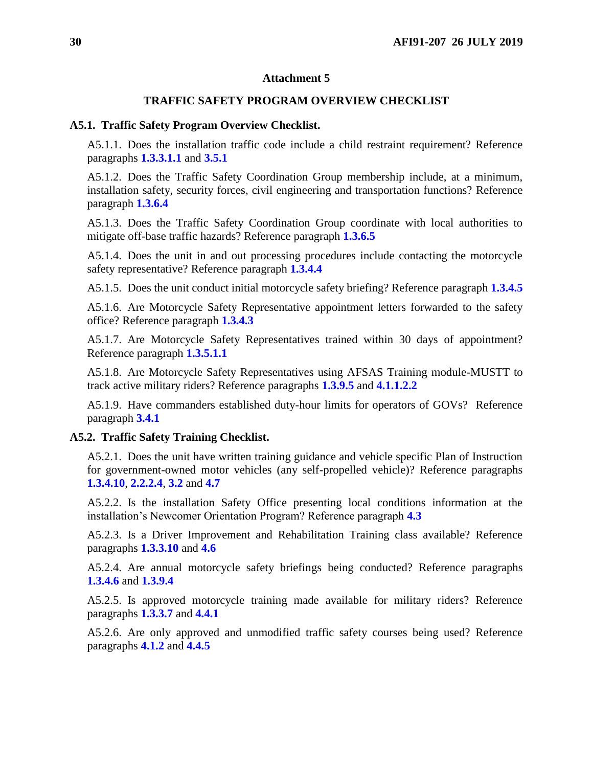# Attachment 5

## TRAFFIC SAFETY PROGRAM OVERVIEW CHECKLIST

### A5.1. Traffic Safety Program Overview Checklist.

A5.1.1. Does the installation traffic code include a child restraint requirement? Reference paragraphs **1.3.3.1.1** and **3.5.1**

A5.1.2. Does the Traffic Safety Coordination Group membership include, at a minimum, installation safety, security forces, civil engineering and transportation functions? Reference paragraph **1.3.6.4**

A5.1.3. Does the Traffic Safety Coordination Group coordinate with local authorities to mitigate off-base traffic hazards? Reference paragraph **1.3.6.5**

A5.1.4. Does the unit in and out processing procedures include contacting the motorcycle safety representative? Reference paragraph **1.3.4.4**

A5.1.5. Does the unit conduct initial motorcycle safety briefing? Reference paragraph **1.3.4.5**

A5.1.6. Are Motorcycle Safety Representative appointment letters forwarded to the safety office? Reference paragraph **1.3.4.3**

A5.1.7. Are Motorcycle Safety Representatives trained within 30 days of appointment? Reference paragraph **1.3.5.1.1**

A5.1.8. Are Motorcycle Safety Representatives using AFSAS Training module-MUSTT to track active military riders? Reference paragraphs **1.3.9.5** and **4.1.1.2.2**

A5.1.9. Have commanders established duty-hour limits for operators of GOVs? Reference paragraph **3.4.1**

### A5.2. Traffic Safety Training Checklist.

A5.2.1. Does the unit have written training guidance and vehicle specific Plan of Instruction for government-owned motor vehicles (any self-propelled vehicle)? Reference paragraphs **1.3.4.10**, **2.2.2.4**, **3.2** and **4.7**

A5.2.2. Is the installation Safety Office presenting local conditions information at the installation's Newcomer Orientation Program? Reference paragraph **4.3**

A5.2.3. Is a Driver Improvement and Rehabilitation Training class available? Reference paragraphs **1.3.3.10** and **4.6**

A5.2.4. Are annual motorcycle safety briefings being conducted? Reference paragraphs **1.3.4.6** and **1.3.9.4**

A5.2.5. Is approved motorcycle training made available for military riders? Reference paragraphs **1.3.3.7** and **4.4.1**

A5.2.6. Are only approved and unmodified traffic safety courses being used? Reference paragraphs **4.1.2** and **4.4.5**